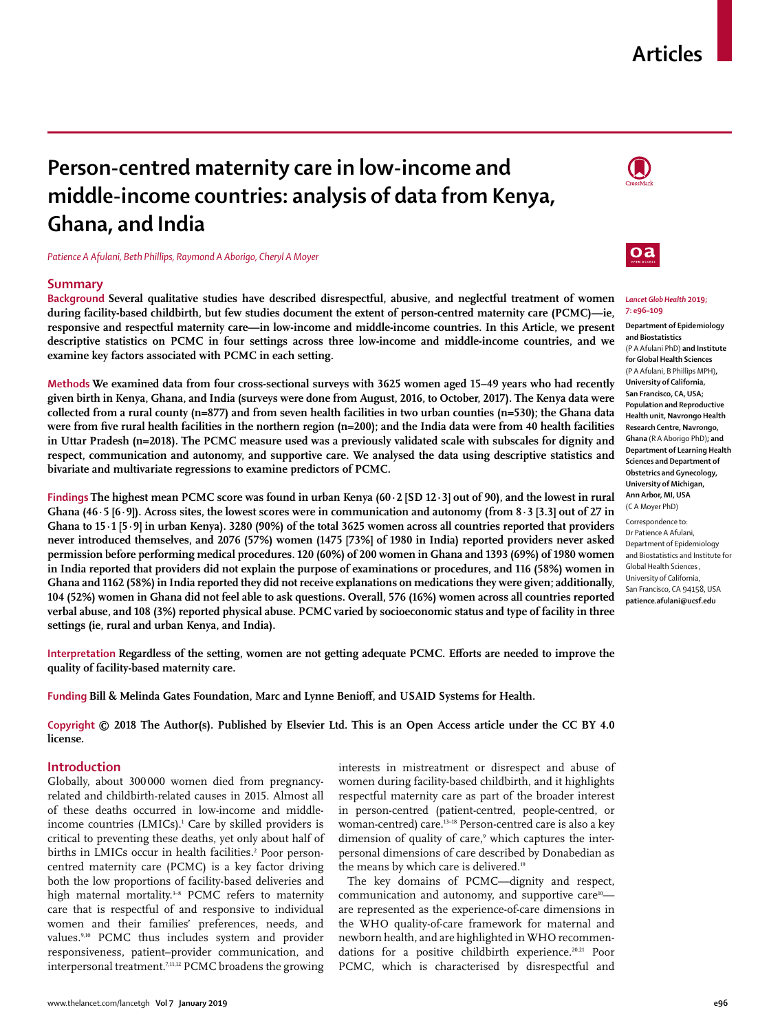# Person-centred maternity care in low-income and middle-income countries: analysis of data from Kenya, Ghana, and India

*Patience A Afulani, Beth Phillips, Raymond A Aborigo, Cheryl A Moyer*

## Summary

**Background** Several qualitative studies have described disrespectful, abusive, and neglectful treatment of women during facility-based childbirth, but few studies document the extent of person-centred maternity care (PCMC)—ie, responsive and respectful maternity care—in low-income and middle-income countries. In this Article, we present descriptive statistics on PCMC in four settings across three low-income and middle-income countries, and we examine key factors associated with PCMC in each setting.

**Methods** We examined data from four cross-sectional surveys with 3625 women aged 15–49 years who had recently given birth in Kenya, Ghana, and India (surveys were done from August, 2016, to October, 2017). The Kenya data were collected from a rural county (n=877) and from seven health facilities in two urban counties (n=530); the Ghana data were from five rural health facilities in the northern region (n=200); and the India data were from 40 health facilities in Uttar Pradesh (n=2018). The PCMC measure used was a previously validated scale with subscales for dignity and respect, communication and autonomy, and supportive care. We analysed the data using descriptive statistics and bivariate and multivariate regressions to examine predictors of PCMC.

**Findings** The highest mean PCMC score was found in urban Kenya (60·2 [SD 12·3] out of 90), and the lowest in rural Ghana (46·5 [6·9]). Across sites, the lowest scores were in communication and autonomy (from 8·3 [3.3] out of 27 in Ghana to 15·1 [5·9] in urban Kenya). 3280 (90%) of the total 3625 women across all countries reported that providers never introduced themselves, and 2076 (57%) women (1475 [73%] of 1980 in India) reported providers never asked permission before performing medical procedures. 120 (60%) of 200 women in Ghana and 1393 (69%) of 1980 women in India reported that providers did not explain the purpose of examinations or procedures, and 116 (58%) women in Ghana and 1162 (58%) in India reported they did not receive explanations on medications they were given; additionally, 104 (52%) women in Ghana did not feel able to ask questions. Overall, 576 (16%) women across all countries reported verbal abuse, and 108 (3%) reported physical abuse. PCMC varied by socioeconomic status and type of facility in three settings (ie, rural and urban Kenya, and India).

**Interpretation** Regardless of the setting, women are not getting adequate PCMC. Efforts are needed to improve the quality of facility-based maternity care.

**Funding** Bill & Melinda Gates Foundation, Marc and Lynne Benioff, and USAID Systems for Health.

**Copyright** © 2018 The Author(s). Published by Elsevier Ltd. This is an Open Access article under the CC BY 4.0 license.

*Lancet Glob Health* 2019; 7: e96–109

Department of Epidemiology and Biostatistics (P A Afulani PhD) and Institute for Global Health Sciences (P A Afulani, B Phillips MPH), University of California, San Francisco, CA, USA; Population and Reproductive Health unit, Navrongo Health Research Centre, Navrongo, Ghana (R A Aborigo PhD); and Department of Learning Health Sciences and Department of Obstetrics and Gynecology, University of Michigan, Ann Arbor, MI, USA (C A Moyer PhD)

Correspondence to: Dr Patience A Afulani, Department of Epidemiology and Biostatistics and Institute for Global Health Sciences, University of California, San Francisco, CA 94158, USA patience.afulani@ucsf.edu

## Introduction

Globally, about 300 000 women died from pregnancy-related and childbirth-related causes in 2015. Almost all of these deaths occurred in low-income and middle-income countries (LMICs).[1] Care by skilled providers is critical to preventing these deaths, yet only about half of births in LMICs occur in health facilities.[2] Poor person-centred maternity care (PCMC) is a key factor driving both the low proportions of facility-based deliveries and high maternal mortality.[3–8] PCMC refers to maternity care that is respectful of and responsive to individual women and their families' preferences, needs, and values.[9,10] PCMC thus includes system and provider responsiveness, patient–provider communication, and interpersonal treatment.[7,11,12] PCMC broadens the growing interests in mistreatment or disrespect and abuse of women during facility-based childbirth, and it highlights respectful maternity care as part of the broader interest in person-centred (patient-centred, people-centred, or woman-centred) care.[13–18] Person-centred care is also a key dimension of quality of care,[9] which captures the interpersonal dimensions of care described by Donabedian as the means by which care is delivered.[19]

The key domains of PCMC—dignity and respect, communication and autonomy, and supportive care[10]—are represented as the experience-of-care dimensions in the WHO quality-of-care framework for maternal and newborn health, and are highlighted in WHO recommendations for a positive childbirth experience.[20,21] Poor PCMC, which is characterised by disrespectful and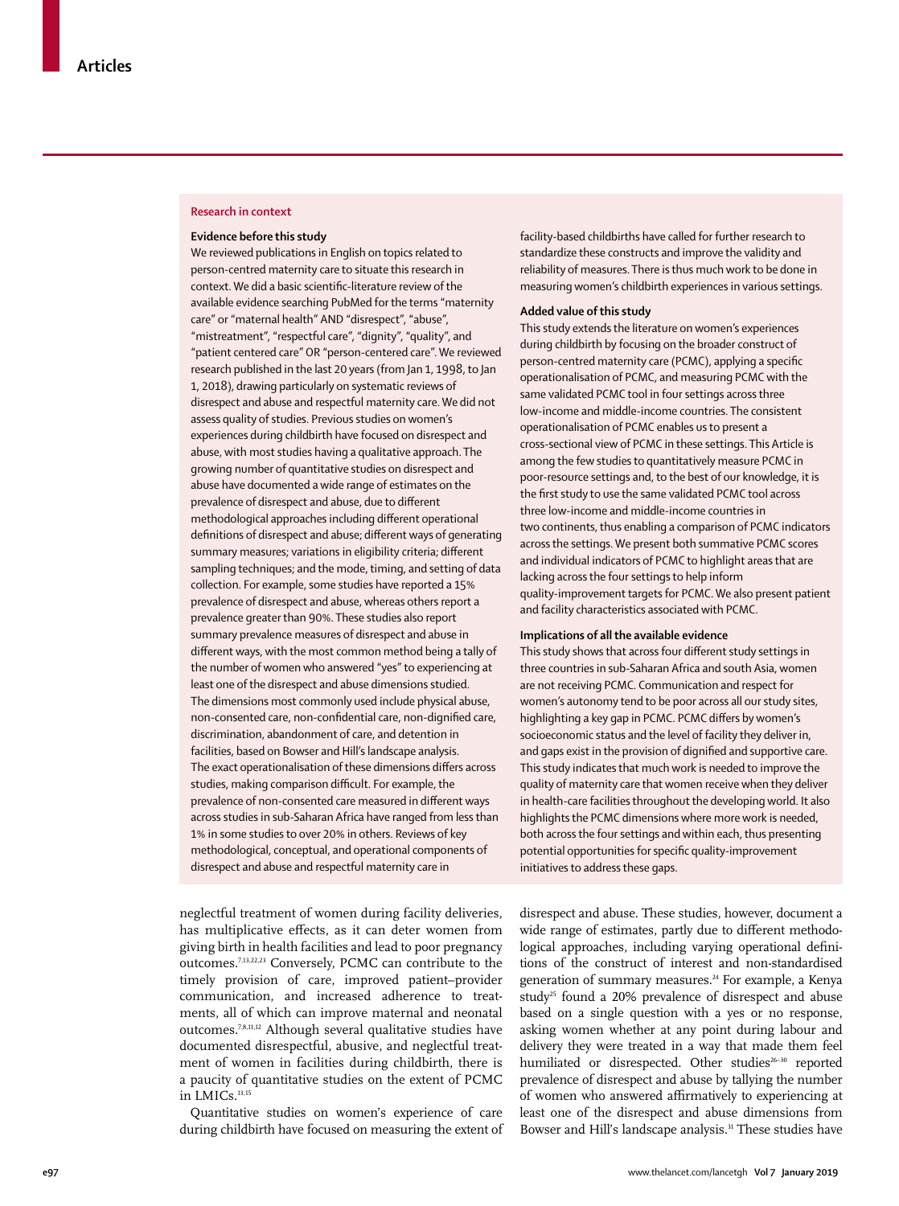## Research in context

### Evidence before this study

We reviewed publications in English on topics related to person-centred maternity care to situate this research in context. We did a basic scientific-literature review of the available evidence searching PubMed for the terms "maternity care" or "maternal health" AND "disrespect", "abuse", "mistreatment", "respectful care", "dignity", "quality", and "patient centered care" OR "person-centered care". We reviewed research published in the last 20 years (from Jan 1, 1998, to Jan 1, 2018), drawing particularly on systematic reviews of disrespect and abuse and respectful maternity care. We did not assess quality of studies. Previous studies on women's experiences during childbirth have focused on disrespect and abuse, with most studies having a qualitative approach. The growing number of quantitative studies on disrespect and abuse have documented a wide range of estimates on the prevalence of disrespect and abuse, due to different methodological approaches including different operational definitions of disrespect and abuse; different ways of generating summary measures; variations in eligibility criteria; different sampling techniques; and the mode, timing, and setting of data collection. For example, some studies have reported a 15% prevalence of disrespect and abuse, whereas others report a prevalence greater than 90%. These studies also report summary prevalence measures of disrespect and abuse in different ways, with the most common method being a tally of the number of women who answered "yes" to experiencing at least one of the disrespect and abuse dimensions studied. The dimensions most commonly used include physical abuse, non-consented care, non-confidential care, non-dignified care, discrimination, abandonment of care, and detention in facilities, based on Bowser and Hill's landscape analysis. The exact operationalisation of these dimensions differs across studies, making comparison difficult. For example, the prevalence of non-consented care measured in different ways across studies in sub-Saharan Africa have ranged from less than 1% in some studies to over 20% in others. Reviews of key methodological, conceptual, and operational components of disrespect and abuse and respectful maternity care in facility-based childbirths have called for further research to standardize these constructs and improve the validity and reliability of measures. There is thus much work to be done in measuring women's childbirth experiences in various settings.

### Added value of this study

This study extends the literature on women's experiences during childbirth by focusing on the broader construct of person-centred maternity care (PCMC), applying a specific operationalisation of PCMC, and measuring PCMC with the same validated PCMC tool in four settings across three low-income and middle-income countries. The consistent operationalisation of PCMC enables us to present a cross-sectional view of PCMC in these settings. This Article is among the few studies to quantitatively measure PCMC in poor-resource settings and, to the best of our knowledge, it is the first study to use the same validated PCMC tool across three low-income and middle-income countries in two continents, thus enabling a comparison of PCMC indicators across the settings. We present both summative PCMC scores and individual indicators of PCMC to highlight areas that are lacking across the four settings to help inform quality-improvement targets for PCMC. We also present patient and facility characteristics associated with PCMC.

### Implications of all the available evidence

This study shows that across four different study settings in three countries in sub-Saharan Africa and south Asia, women are not receiving PCMC. Communication and respect for women's autonomy tend to be poor across all our study sites, highlighting a key gap in PCMC. PCMC differs by women's socioeconomic status and the level of facility they deliver in, and gaps exist in the provision of dignified and supportive care. This study indicates that much work is needed to improve the quality of maternity care that women receive when they deliver in health-care facilities throughout the developing world. It also highlights the PCMC dimensions where more work is needed, both across the four settings and within each, thus presenting potential opportunities for specific quality-improvement initiatives to address these gaps.

neglectful treatment of women during facility deliveries, has multiplicative effects, as it can deter women from giving birth in health facilities and lead to poor pregnancy outcomes.[7,13,22,23] Conversely, PCMC can contribute to the timely provision of care, improved patient–provider communication, and increased adherence to treatments, all of which can improve maternal and neonatal outcomes.[7,8,11,12] Although several qualitative studies have documented disrespectful, abusive, and neglectful treatment of women in facilities during childbirth, there is a paucity of quantitative studies on the extent of PCMC in LMICs.[13,15]

Quantitative studies on women's experience of care during childbirth have focused on measuring the extent of disrespect and abuse. These studies, however, document a wide range of estimates, partly due to different methodological approaches, including varying operational definitions of the construct of interest and non-standardised generation of summary measures.[24] For example, a Kenya study[25] found a 20% prevalence of disrespect and abuse based on a single question with a yes or no response, asking women whether at any point during labour and delivery they were treated in a way that made them feel humiliated or disrespected. Other studies[26–30] reported prevalence of disrespect and abuse by tallying the number of women who answered affirmatively to experiencing at least one of the disrespect and abuse dimensions from Bowser and Hill's landscape analysis.[31] These studies have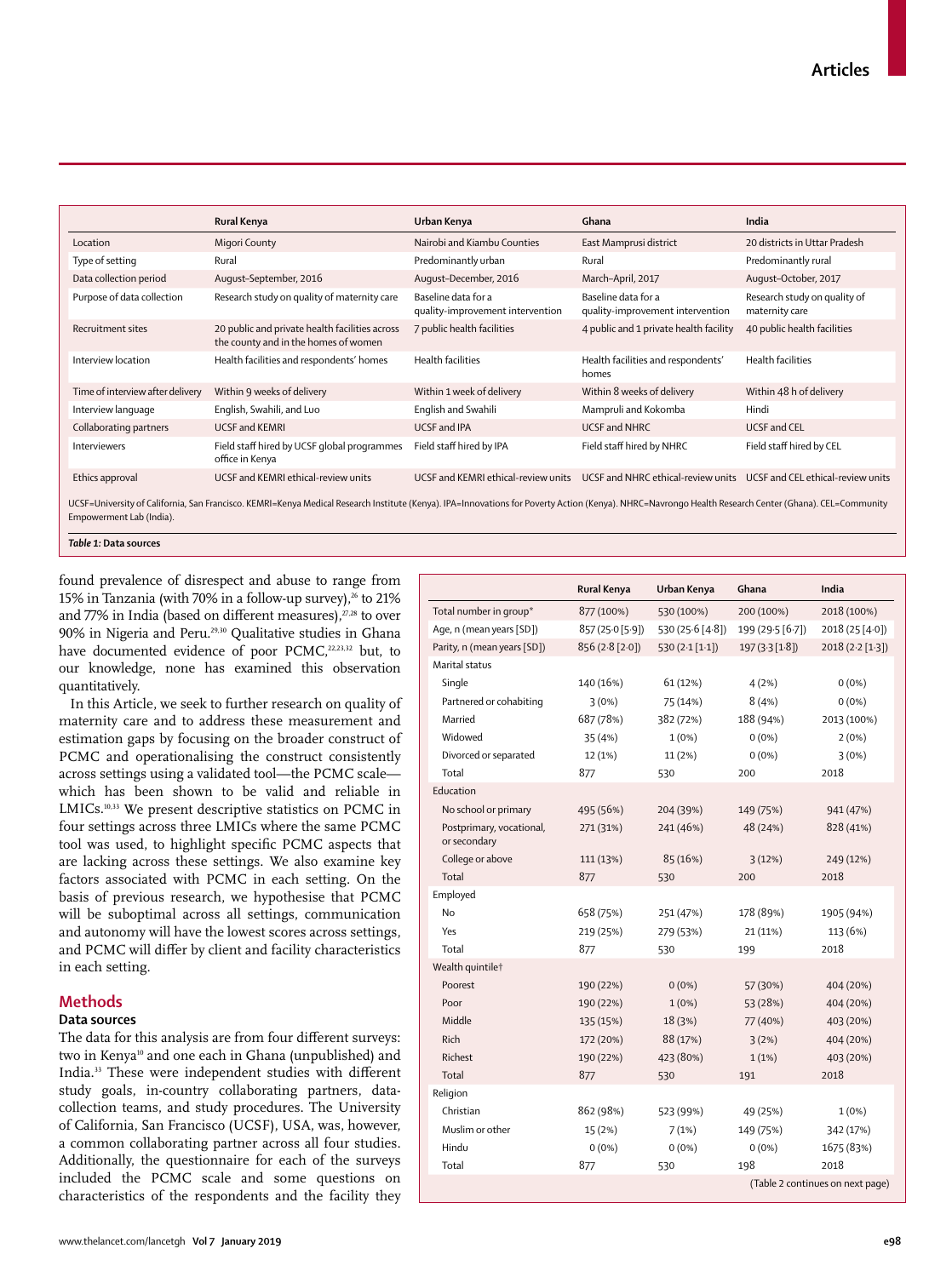|  | Rural Kenya | Urban Kenya | Ghana | India |
|---|---|---|---|---|
| Location | Migori County | Nairobi and Kiambu Counties | East Mamprusi district | 20 districts in Uttar Pradesh |
| Type of setting | Rural | Predominantly urban | Rural | Predominantly rural |
| Data collection period | August–September, 2016 | August–December, 2016 | March–April, 2017 | August–October, 2017 |
| Purpose of data collection | Research study on quality of maternity care | Baseline data for a quality-improvement intervention | Baseline data for a quality-improvement intervention | Research study on quality of maternity care |
| Recruitment sites | 20 public and private health facilities across the county and in the homes of women | 7 public health facilities | 4 public and 1 private health facility | 40 public health facilities |
| Interview location | Health facilities and respondents' homes | Health facilities | Health facilities and respondents' homes | Health facilities |
| Time of interview after delivery | Within 9 weeks of delivery | Within 1 week of delivery | Within 8 weeks of delivery | Within 48 h of delivery |
| Interview language | English, Swahili, and Luo | English and Swahili | Mampruli and Kokomba | Hindi |
| Collaborating partners | UCSF and KEMRI | UCSF and IPA | UCSF and NHRC | UCSF and CEL |
| Interviewers | Field staff hired by UCSF global programmes office in Kenya | Field staff hired by IPA | Field staff hired by NHRC | Field staff hired by CEL |
| Ethics approval | UCSF and KEMRI ethical-review units | UCSF and KEMRI ethical-review units | UCSF and NHRC ethical-review units | UCSF and CEL ethical-review units |

UCSF=University of California, San Francisco. KEMRI=Kenya Medical Research Institute (Kenya). IPA=Innovations for Poverty Action (Kenya). NHRC=Navrongo Health Research Center (Ghana). CEL=Community Empowerment Lab (India).

*Table 1:* Data sources

found prevalence of disrespect and abuse to range from 15% in Tanzania (with 70% in a follow-up survey),[26] to 21% and 77% in India (based on different measures),[27,28] to over 90% in Nigeria and Peru.[29,30] Qualitative studies in Ghana have documented evidence of poor PCMC,[22,23,32] but, to our knowledge, none has examined this observation quantitatively.

In this Article, we seek to further research on quality of maternity care and to address these measurement and estimation gaps by focusing on the broader construct of PCMC and operationalising the construct consistently across settings using a validated tool—the PCMC scale—which has been shown to be valid and reliable in LMICs.[10,33] We present descriptive statistics on PCMC in four settings across three LMICs where the same PCMC tool was used, to highlight specific PCMC aspects that are lacking across these settings. We also examine key factors associated with PCMC in each setting. On the basis of previous research, we hypothesise that PCMC will be suboptimal across all settings, communication and autonomy will have the lowest scores across settings, and PCMC will differ by client and facility characteristics in each setting.

## Methods

### Data sources

The data for this analysis are from four different surveys: two in Kenya[10] and one each in Ghana (unpublished) and India.[33] These were independent studies with different study goals, in-country collaborating partners, data-collection teams, and study procedures. The University of California, San Francisco (UCSF), USA, was, however, a common collaborating partner across all four studies. Additionally, the questionnaire for each of the surveys included the PCMC scale and some questions on characteristics of the respondents and the facility they

|  | Rural Kenya | Urban Kenya | Ghana | India |
|---|---|---|---|---|
| Total number in group* | 877 (100%) | 530 (100%) | 200 (100%) | 2018 (100%) |
| Age, n (mean years [SD]) | 857 (25·0 [5·9]) | 530 (25·6 [4·8]) | 199 (29·5 [6·7]) | 2018 (25 [4·0]) |
| Parity, n (mean years [SD]) | 856 (2·8 [2·0]) | 530 (2·1 [1·1]) | 197 (3·3 [1·8]) | 2018 (2·2 [1·3]) |
| Marital status |  |  |  |  |
| Single | 140 (16%) | 61 (12%) | 4 (2%) | 0 (0%) |
| Partnered or cohabiting | 3 (0%) | 75 (14%) | 8 (4%) | 0 (0%) |
| Married | 687 (78%) | 382 (72%) | 188 (94%) | 2013 (100%) |
| Widowed | 35 (4%) | 1 (0%) | 0 (0%) | 2 (0%) |
| Divorced or separated | 12 (1%) | 11 (2%) | 0 (0%) | 3 (0%) |
| Total | 877 | 530 | 200 | 2018 |
| Education |  |  |  |  |
| No school or primary | 495 (56%) | 204 (39%) | 149 (75%) | 941 (47%) |
| Postprimary, vocational, or secondary | 271 (31%) | 241 (46%) | 48 (24%) | 828 (41%) |
| College or above | 111 (13%) | 85 (16%) | 3 (12%) | 249 (12%) |
| Total | 877 | 530 | 200 | 2018 |
| Employed |  |  |  |  |
| No | 658 (75%) | 251 (47%) | 178 (89%) | 1905 (94%) |
| Yes | 219 (25%) | 279 (53%) | 21 (11%) | 113 (6%) |
| Total | 877 | 530 | 199 | 2018 |
| Wealth quintile† |  |  |  |  |
| Poorest | 190 (22%) | 0 (0%) | 57 (30%) | 404 (20%) |
| Poor | 190 (22%) | 1 (0%) | 53 (28%) | 404 (20%) |
| Middle | 135 (15%) | 18 (3%) | 77 (40%) | 403 (20%) |
| Rich | 172 (20%) | 88 (17%) | 3 (2%) | 404 (20%) |
| Richest | 190 (22%) | 423 (80%) | 1 (1%) | 403 (20%) |
| Total | 877 | 530 | 191 | 2018 |
| Religion |  |  |  |  |
| Christian | 862 (98%) | 523 (99%) | 49 (25%) | 1 (0%) |
| Muslim or other | 15 (2%) | 7 (1%) | 149 (75%) | 342 (17%) |
| Hindu | 0 (0%) | 0 (0%) | 0 (0%) | 1675 (83%) |
| Total | 877 | 530 | 198 | 2018 |

(Table 2 continues on next page)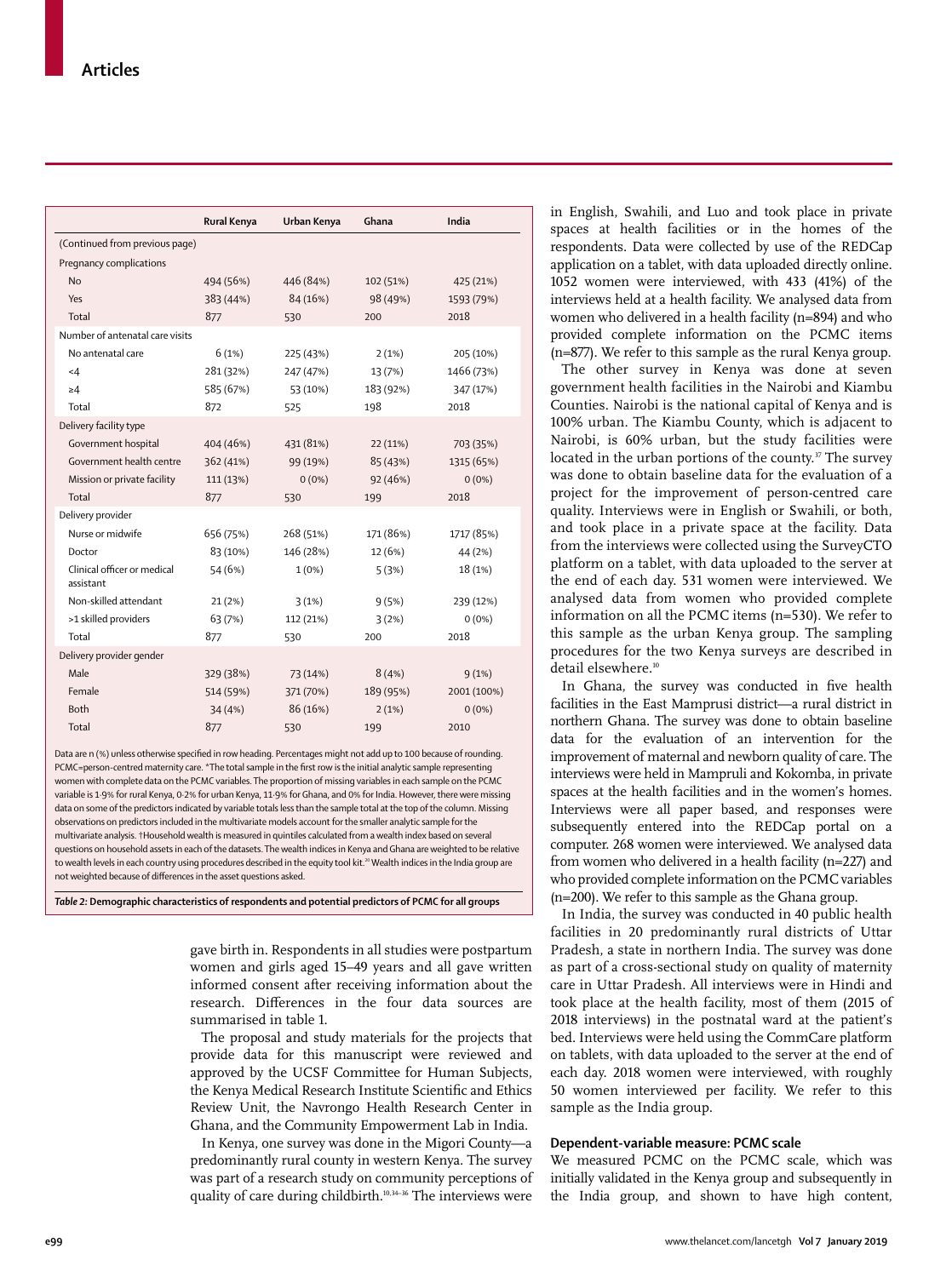| | Rural Kenya | Urban Kenya | Ghana | India |
|---|---|---|---|---|
| (Continued from previous page) | | | | |
| Pregnancy complications | | | | |
| No | 494 (56%) | 446 (84%) | 102 (51%) | 425 (21%) |
| Yes | 383 (44%) | 84 (16%) | 98 (49%) | 1593 (79%) |
| Total | 877 | 530 | 200 | 2018 |
| Number of antenatal care visits | | | | |
| No antenatal care | 6 (1%) | 225 (43%) | 2 (1%) | 205 (10%) |
| <4 | 281 (32%) | 247 (47%) | 13 (7%) | 1466 (73%) |
| ≥4 | 585 (67%) | 53 (10%) | 183 (92%) | 347 (17%) |
| Total | 872 | 525 | 198 | 2018 |
| Delivery facility type | | | | |
| Government hospital | 404 (46%) | 431 (81%) | 22 (11%) | 703 (35%) |
| Government health centre | 362 (41%) | 99 (19%) | 85 (43%) | 1315 (65%) |
| Mission or private facility | 111 (13%) | 0 (0%) | 92 (46%) | 0 (0%) |
| Total | 877 | 530 | 199 | 2018 |
| Delivery provider | | | | |
| Nurse or midwife | 656 (75%) | 268 (51%) | 171 (86%) | 1717 (85%) |
| Doctor | 83 (10%) | 146 (28%) | 12 (6%) | 44 (2%) |
| Clinical officer or medical assistant | 54 (6%) | 1 (0%) | 5 (3%) | 18 (1%) |
| Non-skilled attendant | 21 (2%) | 3 (1%) | 9 (5%) | 239 (12%) |
| >1 skilled providers | 63 (7%) | 112 (21%) | 3 (2%) | 0 (0%) |
| Total | 877 | 530 | 200 | 2018 |
| Delivery provider gender | | | | |
| Male | 329 (38%) | 73 (14%) | 8 (4%) | 9 (1%) |
| Female | 514 (59%) | 371 (70%) | 189 (95%) | 2001 (100%) |
| Both | 34 (4%) | 86 (16%) | 2 (1%) | 0 (0%) |
| Total | 877 | 530 | 199 | 2010 |

Data are n (%) unless otherwise specified in row heading. Percentages might not add up to 100 because of rounding. PCMC=person-centred maternity care. *The total sample in the first row is the initial analytic sample representing women with complete data on the PCMC variables. The proportion of missing variables in each sample on the PCMC variable is 1·9% for rural Kenya, 0·2% for urban Kenya, 11·9% for Ghana, and 0% for India. However, there were missing data on some of the predictors indicated by variable totals less than the sample total at the top of the column. Missing observations on predictors included in the multivariate models account for the smaller analytic sample for the multivariate analysis. †Household wealth is measured in quintiles calculated from a wealth index based on several questions on household assets in each of the datasets. The wealth indices in Kenya and Ghana are weighted to be relative to wealth levels in each country using procedures described in the equity tool kit.[20] Wealth indices in the India group are not weighted because of differences in the asset questions asked.

*Table 2:* **Demographic characteristics of respondents and potential predictors of PCMC for all groups**

gave birth in. Respondents in all studies were postpartum women and girls aged 15–49 years and all gave written informed consent after receiving information about the research. Differences in the four data sources are summarised in table 1.

The proposal and study materials for the projects that provide data for this manuscript were reviewed and approved by the UCSF Committee for Human Subjects, the Kenya Medical Research Institute Scientific and Ethics Review Unit, the Navrongo Health Research Center in Ghana, and the Community Empowerment Lab in India.

In Kenya, one survey was done in the Migori County—a predominantly rural county in western Kenya. The survey was part of a research study on community perceptions of quality of care during childbirth.[10,34–36] The interviews were in English, Swahili, and Luo and took place in private spaces at health facilities or in the homes of the respondents. Data were collected by use of the REDCap application on a tablet, with data uploaded directly online. 1052 women were interviewed, with 433 (41%) of the interviews held at a health facility. We analysed data from women who delivered in a health facility (n=894) and who provided complete information on the PCMC items (n=877). We refer to this sample as the rural Kenya group.

The other survey in Kenya was done at seven government health facilities in the Nairobi and Kiambu Counties. Nairobi is the national capital of Kenya and is 100% urban. The Kiambu County, which is adjacent to Nairobi, is 60% urban, but the study facilities were located in the urban portions of the county.[37] The survey was done to obtain baseline data for the evaluation of a project for the improvement of person-centred care quality. Interviews were in English or Swahili, or both, and took place in a private space at the facility. Data from the interviews were collected using the SurveyCTO platform on a tablet, with data uploaded to the server at the end of each day. 531 women were interviewed. We analysed data from women who provided complete information on all the PCMC items (n=530). We refer to this sample as the urban Kenya group. The sampling procedures for the two Kenya surveys are described in detail elsewhere.[10]

In Ghana, the survey was conducted in five health facilities in the East Mamprusi district—a rural district in northern Ghana. The survey was done to obtain baseline data for the evaluation of an intervention for the improvement of maternal and newborn quality of care. The interviews were held in Mampruli and Kokomba, in private spaces at the health facilities and in the women's homes. Interviews were all paper based, and responses were subsequently entered into the REDCap portal on a computer. 268 women were interviewed. We analysed data from women who delivered in a health facility (n=227) and who provided complete information on the PCMC variables (n=200). We refer to this sample as the Ghana group.

In India, the survey was conducted in 40 public health facilities in 20 predominantly rural districts of Uttar Pradesh, a state in northern India. The survey was done as part of a cross-sectional study on quality of maternity care in Uttar Pradesh. All interviews were in Hindi and took place at the health facility, most of them (2015 of 2018 interviews) in the postnatal ward at the patient's bed. Interviews were held using the CommCare platform on tablets, with data uploaded to the server at the end of each day. 2018 women were interviewed, with roughly 50 women interviewed per facility. We refer to this sample as the India group.

### Dependent-variable measure: PCMC scale

We measured PCMC on the PCMC scale, which was initially validated in the Kenya group and subsequently in the India group, and shown to have high content,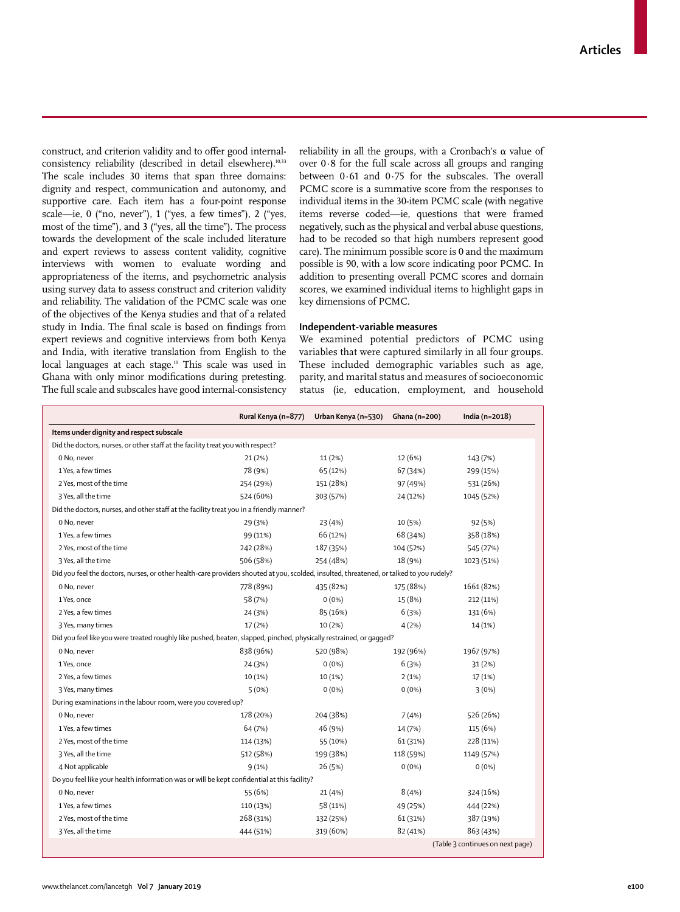construct, and criterion validity and to offer good internal-consistency reliability (described in detail elsewhere).[10,33] The scale includes 30 items that span three domains: dignity and respect, communication and autonomy, and supportive care. Each item has a four-point response scale—ie, 0 ("no, never"), 1 ("yes, a few times"), 2 ("yes, most of the time"), and 3 ("yes, all the time"). The process towards the development of the scale included literature and expert reviews to assess content validity, cognitive interviews with women to evaluate wording and appropriateness of the items, and psychometric analysis using survey data to assess construct and criterion validity and reliability. The validation of the PCMC scale was one of the objectives of the Kenya studies and that of a related study in India. The final scale is based on findings from expert reviews and cognitive interviews from both Kenya and India, with iterative translation from English to the local languages at each stage.[10] This scale was used in Ghana with only minor modifications during pretesting. The full scale and subscales have good internal-consistency reliability in all the groups, with a Cronbach's α value of over 0·8 for the full scale across all groups and ranging between 0·61 and 0·75 for the subscales. The overall PCMC score is a summative score from the responses to individual items in the 30-item PCMC scale (with negative items reverse coded—ie, questions that were framed negatively, such as the physical and verbal abuse questions, had to be recoded so that high numbers represent good care). The minimum possible score is 0 and the maximum possible is 90, with a low score indicating poor PCMC. In addition to presenting overall PCMC scores and domain scores, we examined individual items to highlight gaps in key dimensions of PCMC.

### Independent-variable measures

We examined potential predictors of PCMC using variables that were captured similarly in all four groups. These included demographic variables such as age, parity, and marital status and measures of socioeconomic status (ie, education, employment, and household

| | Rural Kenya (n=877) | Urban Kenya (n=530) | Ghana (n=200) | India (n=2018) |
|---|---|---|---|---|
| **Items under dignity and respect subscale** | | | | |
| Did the doctors, nurses, or other staff at the facility treat you with respect? | | | | |
| 0 No, never | 21 (2%) | 11 (2%) | 12 (6%) | 143 (7%) |
| 1 Yes, a few times | 78 (9%) | 65 (12%) | 67 (34%) | 299 (15%) |
| 2 Yes, most of the time | 254 (29%) | 151 (28%) | 97 (49%) | 531 (26%) |
| 3 Yes, all the time | 524 (60%) | 303 (57%) | 24 (12%) | 1045 (52%) |
| Did the doctors, nurses, and other staff at the facility treat you in a friendly manner? | | | | |
| 0 No, never | 29 (3%) | 23 (4%) | 10 (5%) | 92 (5%) |
| 1 Yes, a few times | 99 (11%) | 66 (12%) | 68 (34%) | 358 (18%) |
| 2 Yes, most of the time | 242 (28%) | 187 (35%) | 104 (52%) | 545 (27%) |
| 3 Yes, all the time | 506 (58%) | 254 (48%) | 18 (9%) | 1023 (51%) |
| Did you feel the doctors, nurses, or other health-care providers shouted at you, scolded, insulted, threatened, or talked to you rudely? | | | | |
| 0 No, never | 778 (89%) | 435 (82%) | 175 (88%) | 1661 (82%) |
| 1 Yes, once | 58 (7%) | 0 (0%) | 15 (8%) | 212 (11%) |
| 2 Yes, a few times | 24 (3%) | 85 (16%) | 6 (3%) | 131 (6%) |
| 3 Yes, many times | 17 (2%) | 10 (2%) | 4 (2%) | 14 (1%) |
| Did you feel like you were treated roughly like pushed, beaten, slapped, pinched, physically restrained, or gagged? | | | | |
| 0 No, never | 838 (96%) | 520 (98%) | 192 (96%) | 1967 (97%) |
| 1 Yes, once | 24 (3%) | 0 (0%) | 6 (3%) | 31 (2%) |
| 2 Yes, a few times | 10 (1%) | 10 (1%) | 2 (1%) | 17 (1%) |
| 3 Yes, many times | 5 (0%) | 0 (0%) | 0 (0%) | 3 (0%) |
| During examinations in the labour room, were you covered up? | | | | |
| 0 No, never | 178 (20%) | 204 (38%) | 7 (4%) | 526 (26%) |
| 1 Yes, a few times | 64 (7%) | 46 (9%) | 14 (7%) | 115 (6%) |
| 2 Yes, most of the time | 114 (13%) | 55 (10%) | 61 (31%) | 228 (11%) |
| 3 Yes, all the time | 512 (58%) | 199 (38%) | 118 (59%) | 1149 (57%) |
| 4 Not applicable | 9 (1%) | 26 (5%) | 0 (0%) | 0 (0%) |
| Do you feel like your health information was or will be kept confidential at this facility? | | | | |
| 0 No, never | 55 (6%) | 21 (4%) | 8 (4%) | 324 (16%) |
| 1 Yes, a few times | 110 (13%) | 58 (11%) | 49 (25%) | 444 (22%) |
| 2 Yes, most of the time | 268 (31%) | 132 (25%) | 61 (31%) | 387 (19%) |
| 3 Yes, all the time | 444 (51%) | 319 (60%) | 82 (41%) | 863 (43%) |

(Table 3 continues on next page)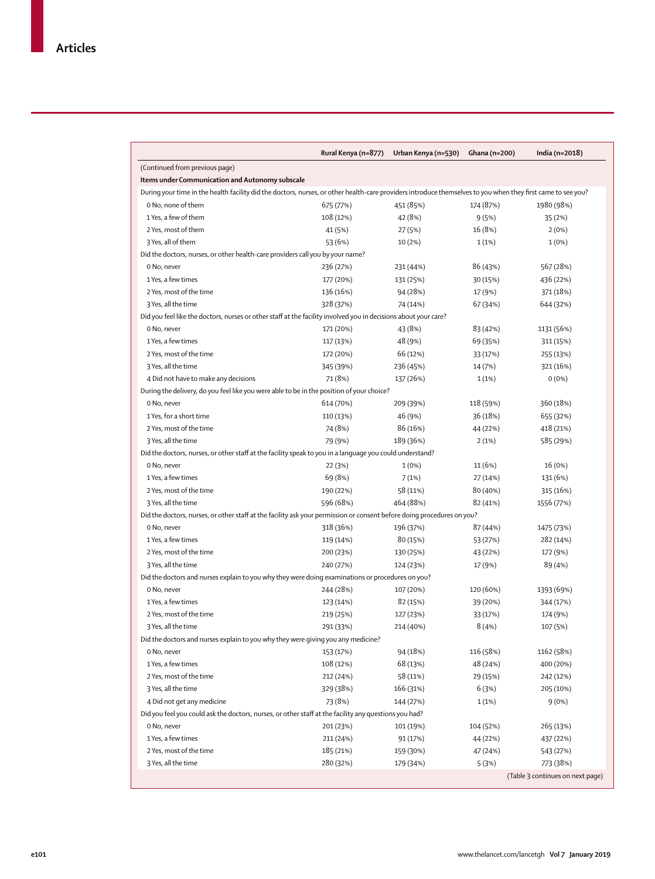| | Rural Kenya (n=877) | Urban Kenya (n=530) | Ghana (n=200) | India (n=2018) |
|---|---|---|---|---|
| (Continued from previous page) | | | | |
| **Items under Communication and Autonomy subscale** | | | | |
| During your time in the health facility did the doctors, nurses, or other health-care providers introduce themselves to you when they first came to see you? | | | | |
| 0 No, none of them | 675 (77%) | 451 (85%) | 174 (87%) | 1980 (98%) |
| 1 Yes, a few of them | 108 (12%) | 42 (8%) | 9 (5%) | 35 (2%) |
| 2 Yes, most of them | 41 (5%) | 27 (5%) | 16 (8%) | 2 (0%) |
| 3 Yes, all of them | 53 (6%) | 10 (2%) | 1 (1%) | 1 (0%) |
| Did the doctors, nurses, or other health-care providers call you by your name? | | | | |
| 0 No, never | 236 (27%) | 231 (44%) | 86 (43%) | 567 (28%) |
| 1 Yes, a few times | 177 (20%) | 131 (25%) | 30 (15%) | 436 (22%) |
| 2 Yes, most of the time | 136 (16%) | 94 (28%) | 17 (9%) | 371 (18%) |
| 3 Yes, all the time | 328 (37%) | 74 (14%) | 67 (34%) | 644 (32%) |
| Did you feel like the doctors, nurses or other staff at the facility involved you in decisions about your care? | | | | |
| 0 No, never | 171 (20%) | 43 (8%) | 83 (42%) | 1131 (56%) |
| 1 Yes, a few times | 117 (13%) | 48 (9%) | 69 (35%) | 311 (15%) |
| 2 Yes, most of the time | 172 (20%) | 66 (12%) | 33 (17%) | 255 (13%) |
| 3 Yes, all the time | 345 (39%) | 236 (45%) | 14 (7%) | 321 (16%) |
| 4 Did not have to make any decisions | 71 (8%) | 137 (26%) | 1 (1%) | 0 (0%) |
| During the delivery, do you feel like you were able to be in the position of your choice? | | | | |
| 0 No, never | 614 (70%) | 209 (39%) | 118 (59%) | 360 (18%) |
| 1 Yes, for a short time | 110 (13%) | 46 (9%) | 36 (18%) | 655 (32%) |
| 2 Yes, most of the time | 74 (8%) | 86 (16%) | 44 (22%) | 418 (21%) |
| 3 Yes, all the time | 79 (9%) | 189 (36%) | 2 (1%) | 585 (29%) |
| Did the doctors, nurses, or other staff at the facility speak to you in a language you could understand? | | | | |
| 0 No, never | 22 (3%) | 1 (0%) | 11 (6%) | 16 (0%) |
| 1 Yes, a few times | 69 (8%) | 7 (1%) | 27 (14%) | 131 (6%) |
| 2 Yes, most of the time | 190 (22%) | 58 (11%) | 80 (40%) | 315 (16%) |
| 3 Yes, all the time | 596 (68%) | 464 (88%) | 82 (41%) | 1556 (77%) |
| Did the doctors, nurses, or other staff at the facility ask your permission or consent before doing procedures on you? | | | | |
| 0 No, never | 318 (36%) | 196 (37%) | 87 (44%) | 1475 (73%) |
| 1 Yes, a few times | 119 (14%) | 80 (15%) | 53 (27%) | 282 (14%) |
| 2 Yes, most of the time | 200 (23%) | 130 (25%) | 43 (22%) | 172 (9%) |
| 3 Yes, all the time | 240 (27%) | 124 (23%) | 17 (9%) | 89 (4%) |
| Did the doctors and nurses explain to you why they were doing examinations or procedures on you? | | | | |
| 0 No, never | 244 (28%) | 107 (20%) | 120 (60%) | 1393 (69%) |
| 1 Yes, a few times | 123 (14%) | 82 (15%) | 39 (20%) | 344 (17%) |
| 2 Yes, most of the time | 219 (25%) | 127 (23%) | 33 (17%) | 174 (9%) |
| 3 Yes, all the time | 291 (33%) | 214 (40%) | 8 (4%) | 107 (5%) |
| Did the doctors and nurses explain to you why they were giving you any medicine? | | | | |
| 0 No, never | 153 (17%) | 94 (18%) | 116 (58%) | 1162 (58%) |
| 1 Yes, a few times | 108 (12%) | 68 (13%) | 48 (24%) | 400 (20%) |
| 2 Yes, most of the time | 212 (24%) | 58 (11%) | 29 (15%) | 242 (12%) |
| 3 Yes, all the time | 329 (38%) | 166 (31%) | 6 (3%) | 205 (10%) |
| 4 Did not get any medicine | 73 (8%) | 144 (27%) | 1 (1%) | 9 (0%) |
| Did you feel you could ask the doctors, nurses, or other staff at the facility any questions you had? | | | | |
| 0 No, never | 201 (23%) | 101 (19%) | 104 (52%) | 265 (13%) |
| 1 Yes, a few times | 211 (24%) | 91 (17%) | 44 (22%) | 437 (22%) |
| 2 Yes, most of the time | 185 (21%) | 159 (30%) | 47 (24%) | 543 (27%) |
| 3 Yes, all the time | 280 (32%) | 179 (34%) | 5 (3%) | 773 (38%) |

(Table 3 continues on next page)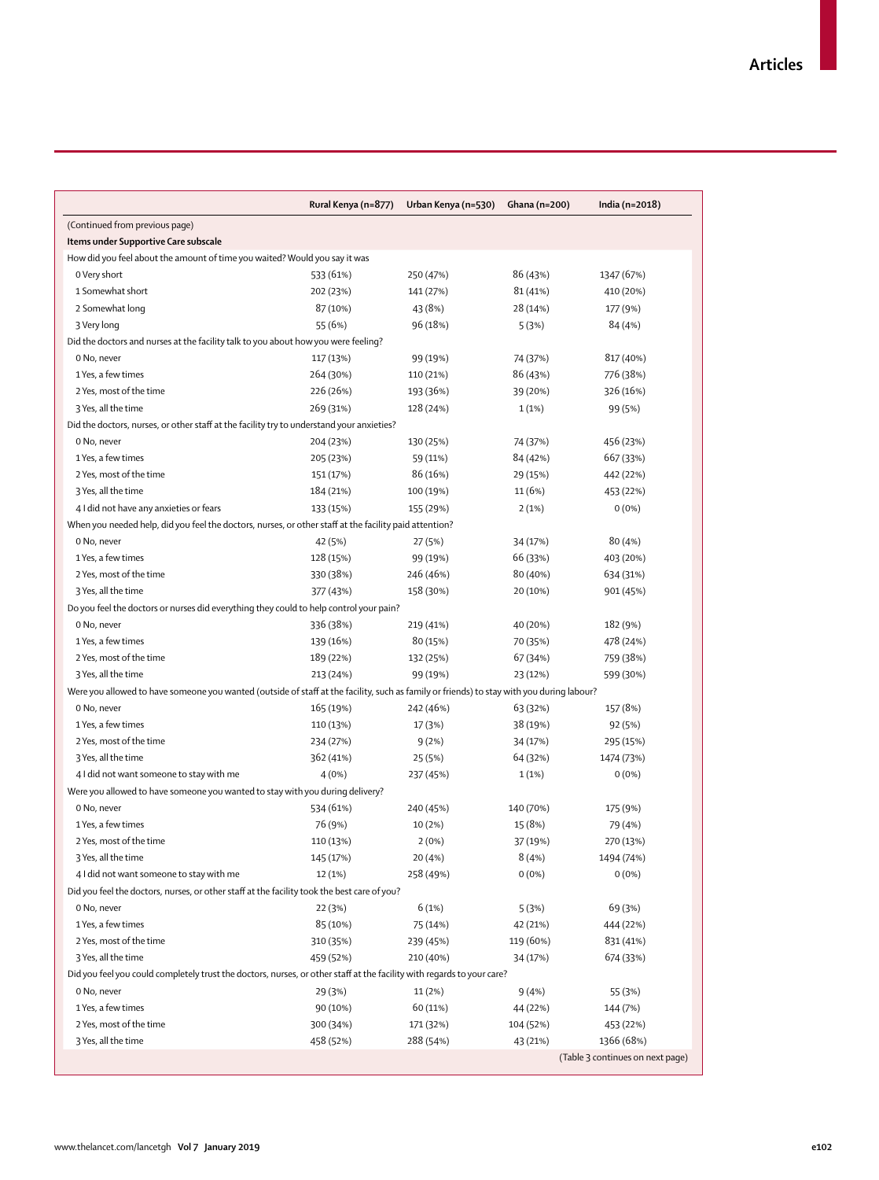| | Rural Kenya (n=877) | Urban Kenya (n=530) | Ghana (n=200) | India (n=2018) |
|---|---|---|---|---|
| (Continued from previous page) | | | | |
| **Items under Supportive Care subscale** | | | | |
| How did you feel about the amount of time you waited? Would you say it was | | | | |
| 0 Very short | 533 (61%) | 250 (47%) | 86 (43%) | 1347 (67%) |
| 1 Somewhat short | 202 (23%) | 141 (27%) | 81 (41%) | 410 (20%) |
| 2 Somewhat long | 87 (10%) | 43 (8%) | 28 (14%) | 177 (9%) |
| 3 Very long | 55 (6%) | 96 (18%) | 5 (3%) | 84 (4%) |
| Did the doctors and nurses at the facility talk to you about how you were feeling? | | | | |
| 0 No, never | 117 (13%) | 99 (19%) | 74 (37%) | 817 (40%) |
| 1 Yes, a few times | 264 (30%) | 110 (21%) | 86 (43%) | 776 (38%) |
| 2 Yes, most of the time | 226 (26%) | 193 (36%) | 39 (20%) | 326 (16%) |
| 3 Yes, all the time | 269 (31%) | 128 (24%) | 1 (1%) | 99 (5%) |
| Did the doctors, nurses, or other staff at the facility try to understand your anxieties? | | | | |
| 0 No, never | 204 (23%) | 130 (25%) | 74 (37%) | 456 (23%) |
| 1 Yes, a few times | 205 (23%) | 59 (11%) | 84 (42%) | 667 (33%) |
| 2 Yes, most of the time | 151 (17%) | 86 (16%) | 29 (15%) | 442 (22%) |
| 3 Yes, all the time | 184 (21%) | 100 (19%) | 11 (6%) | 453 (22%) |
| 4 I did not have any anxieties or fears | 133 (15%) | 155 (29%) | 2 (1%) | 0 (0%) |
| When you needed help, did you feel the doctors, nurses, or other staff at the facility paid attention? | | | | |
| 0 No, never | 42 (5%) | 27 (5%) | 34 (17%) | 80 (4%) |
| 1 Yes, a few times | 128 (15%) | 99 (19%) | 66 (33%) | 403 (20%) |
| 2 Yes, most of the time | 330 (38%) | 246 (46%) | 80 (40%) | 634 (31%) |
| 3 Yes, all the time | 377 (43%) | 158 (30%) | 20 (10%) | 901 (45%) |
| Do you feel the doctors or nurses did everything they could to help control your pain? | | | | |
| 0 No, never | 336 (38%) | 219 (41%) | 40 (20%) | 182 (9%) |
| 1 Yes, a few times | 139 (16%) | 80 (15%) | 70 (35%) | 478 (24%) |
| 2 Yes, most of the time | 189 (22%) | 132 (25%) | 67 (34%) | 759 (38%) |
| 3 Yes, all the time | 213 (24%) | 99 (19%) | 23 (12%) | 599 (30%) |
| Were you allowed to have someone you wanted (outside of staff at the facility, such as family or friends) to stay with you during labour? | | | | |
| 0 No, never | 165 (19%) | 242 (46%) | 63 (32%) | 157 (8%) |
| 1 Yes, a few times | 110 (13%) | 17 (3%) | 38 (19%) | 92 (5%) |
| 2 Yes, most of the time | 234 (27%) | 9 (2%) | 34 (17%) | 295 (15%) |
| 3 Yes, all the time | 362 (41%) | 25 (5%) | 64 (32%) | 1474 (73%) |
| 4 I did not want someone to stay with me | 4 (0%) | 237 (45%) | 1 (1%) | 0 (0%) |
| Were you allowed to have someone you wanted to stay with you during delivery? | | | | |
| 0 No, never | 534 (61%) | 240 (45%) | 140 (70%) | 175 (9%) |
| 1 Yes, a few times | 76 (9%) | 10 (2%) | 15 (8%) | 79 (4%) |
| 2 Yes, most of the time | 110 (13%) | 2 (0%) | 37 (19%) | 270 (13%) |
| 3 Yes, all the time | 145 (17%) | 20 (4%) | 8 (4%) | 1494 (74%) |
| 4 I did not want someone to stay with me | 12 (1%) | 258 (49%) | 0 (0%) | 0 (0%) |
| Did you feel the doctors, nurses, or other staff at the facility took the best care of you? | | | | |
| 0 No, never | 22 (3%) | 6 (1%) | 5 (3%) | 69 (3%) |
| 1 Yes, a few times | 85 (10%) | 75 (14%) | 42 (21%) | 444 (22%) |
| 2 Yes, most of the time | 310 (35%) | 239 (45%) | 119 (60%) | 831 (41%) |
| 3 Yes, all the time | 459 (52%) | 210 (40%) | 34 (17%) | 674 (33%) |
| Did you feel you could completely trust the doctors, nurses, or other staff at the facility with regards to your care? | | | | |
| 0 No, never | 29 (3%) | 11 (2%) | 9 (4%) | 55 (3%) |
| 1 Yes, a few times | 90 (10%) | 60 (11%) | 44 (22%) | 144 (7%) |
| 2 Yes, most of the time | 300 (34%) | 171 (32%) | 104 (52%) | 453 (22%) |
| 3 Yes, all the time | 458 (52%) | 288 (54%) | 43 (21%) | 1366 (68%) |

(Table 3 continues on next page)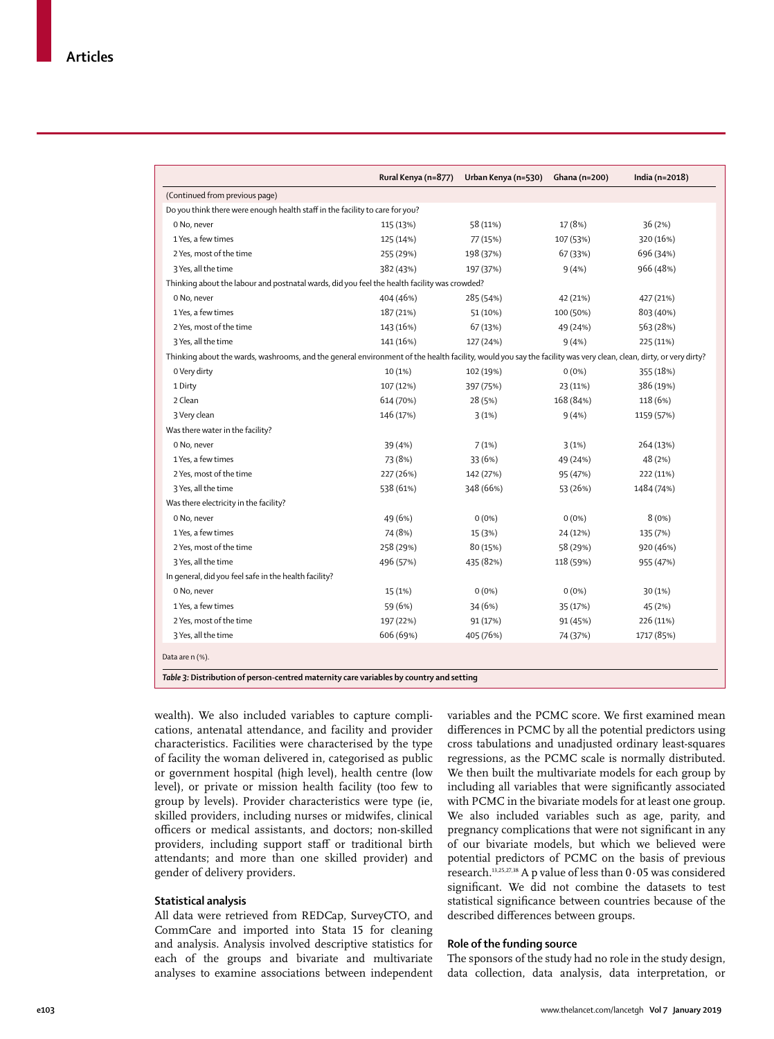| | Rural Kenya (n=877) | Urban Kenya (n=530) | Ghana (n=200) | India (n=2018) |
|---|---|---|---|---|
| (Continued from previous page) | | | | |
| Do you think there were enough health staff in the facility to care for you? | | | | |
| 0 No, never | 115 (13%) | 58 (11%) | 17 (8%) | 36 (2%) |
| 1 Yes, a few times | 125 (14%) | 77 (15%) | 107 (53%) | 320 (16%) |
| 2 Yes, most of the time | 255 (29%) | 198 (37%) | 67 (33%) | 696 (34%) |
| 3 Yes, all the time | 382 (43%) | 197 (37%) | 9 (4%) | 966 (48%) |
| Thinking about the labour and postnatal wards, did you feel the health facility was crowded? | | | | |
| 0 No, never | 404 (46%) | 285 (54%) | 42 (21%) | 427 (21%) |
| 1 Yes, a few times | 187 (21%) | 51 (10%) | 100 (50%) | 803 (40%) |
| 2 Yes, most of the time | 143 (16%) | 67 (13%) | 49 (24%) | 563 (28%) |
| 3 Yes, all the time | 141 (16%) | 127 (24%) | 9 (4%) | 225 (11%) |
| Thinking about the wards, washrooms, and the general environment of the health facility, would you say the facility was very clean, clean, dirty, or very dirty? | | | | |
| 0 Very dirty | 10 (1%) | 102 (19%) | 0 (0%) | 355 (18%) |
| 1 Dirty | 107 (12%) | 397 (75%) | 23 (11%) | 386 (19%) |
| 2 Clean | 614 (70%) | 28 (5%) | 168 (84%) | 118 (6%) |
| 3 Very clean | 146 (17%) | 3 (1%) | 9 (4%) | 1159 (57%) |
| Was there water in the facility? | | | | |
| 0 No, never | 39 (4%) | 7 (1%) | 3 (1%) | 264 (13%) |
| 1 Yes, a few times | 73 (8%) | 33 (6%) | 49 (24%) | 48 (2%) |
| 2 Yes, most of the time | 227 (26%) | 142 (27%) | 95 (47%) | 222 (11%) |
| 3 Yes, all the time | 538 (61%) | 348 (66%) | 53 (26%) | 1484 (74%) |
| Was there electricity in the facility? | | | | |
| 0 No, never | 49 (6%) | 0 (0%) | 0 (0%) | 8 (0%) |
| 1 Yes, a few times | 74 (8%) | 15 (3%) | 24 (12%) | 135 (7%) |
| 2 Yes, most of the time | 258 (29%) | 80 (15%) | 58 (29%) | 920 (46%) |
| 3 Yes, all the time | 496 (57%) | 435 (82%) | 118 (59%) | 955 (47%) |
| In general, did you feel safe in the health facility? | | | | |
| 0 No, never | 15 (1%) | 0 (0%) | 0 (0%) | 30 (1%) |
| 1 Yes, a few times | 59 (6%) | 34 (6%) | 35 (17%) | 45 (2%) |
| 2 Yes, most of the time | 197 (22%) | 91 (17%) | 91 (45%) | 226 (11%) |
| 3 Yes, all the time | 606 (69%) | 405 (76%) | 74 (37%) | 1717 (85%) |

Data are n (%).

*Table 3:* **Distribution of person-centred maternity care variables by country and setting**

wealth). We also included variables to capture complications, antenatal attendance, and facility and provider characteristics. Facilities were characterised by the type of facility the woman delivered in, categorised as public or government hospital (high level), health centre (low level), or private or mission health facility (too few to group by levels). Provider characteristics were type (ie, skilled providers, including nurses or midwifes, clinical officers or medical assistants, and doctors; non-skilled providers, including support staff or traditional birth attendants; and more than one skilled provider) and gender of delivery providers.

## Statistical analysis

All data were retrieved from REDCap, SurveyCTO, and CommCare and imported into Stata 15 for cleaning and analysis. Analysis involved descriptive statistics for each of the groups and bivariate and multivariate analyses to examine associations between independent variables and the PCMC score. We first examined mean differences in PCMC by all the potential predictors using cross tabulations and unadjusted ordinary least-squares regressions, as the PCMC scale is normally distributed. We then built the multivariate models for each group by including all variables that were significantly associated with PCMC in the bivariate models for at least one group. We also included variables such as age, parity, and pregnancy complications that were not significant in any of our bivariate models, but which we believed were potential predictors of PCMC on the basis of previous research.[13,25,27,38] A p value of less than 0·05 was considered significant. We did not combine the datasets to test statistical significance between countries because of the described differences between groups.

## Role of the funding source

The sponsors of the study had no role in the study design, data collection, data analysis, data interpretation, or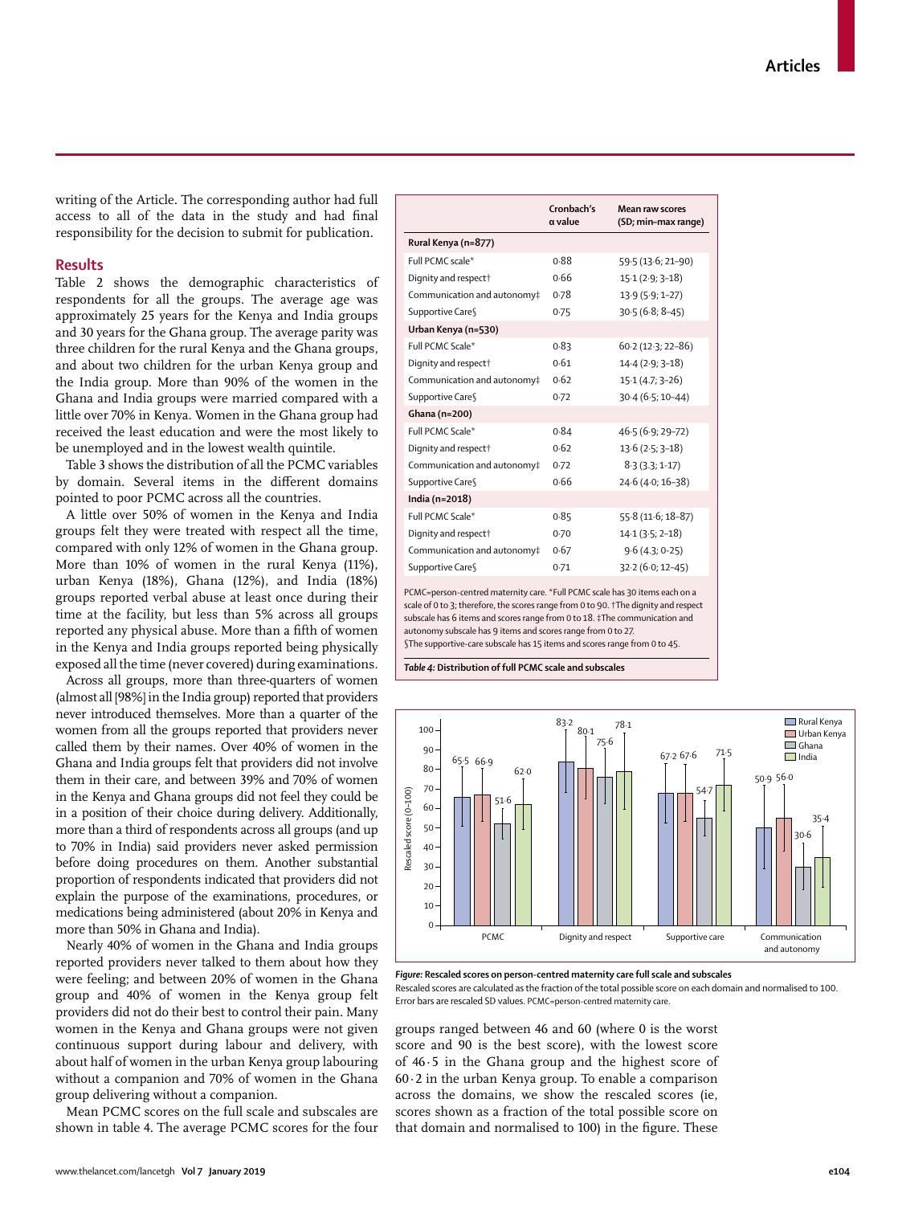writing of the Article. The corresponding author had full access to all of the data in the study and had final responsibility for the decision to submit for publication.

## Results

Table 2 shows the demographic characteristics of respondents for all the groups. The average age was approximately 25 years for the Kenya and India groups and 30 years for the Ghana group. The average parity was three children for the rural Kenya and the Ghana groups, and about two children for the urban Kenya group and the India group. More than 90% of the women in the Ghana and India groups were married compared with a little over 70% in Kenya. Women in the Ghana group had received the least education and were the most likely to be unemployed and in the lowest wealth quintile.

Table 3 shows the distribution of all the PCMC variables by domain. Several items in the different domains pointed to poor PCMC across all the countries.

A little over 50% of women in the Kenya and India groups felt they were treated with respect all the time, compared with only 12% of women in the Ghana group. More than 10% of women in the rural Kenya (11%), urban Kenya (18%), Ghana (12%), and India (18%) groups reported verbal abuse at least once during their time at the facility, but less than 5% across all groups reported any physical abuse. More than a fifth of women in the Kenya and India groups reported being physically exposed all the time (never covered) during examinations.

Across all groups, more than three-quarters of women (almost all [98%] in the India group) reported that providers never introduced themselves. More than a quarter of the women from all the groups reported that providers never called them by their names. Over 40% of women in the Ghana and India groups felt that providers did not involve them in their care, and between 39% and 70% of women in the Kenya and Ghana groups did not feel they could be in a position of their choice during delivery. Additionally, more than a third of respondents across all groups (and up to 70% in India) said providers never asked permission before doing procedures on them. Another substantial proportion of respondents indicated that providers did not explain the purpose of the examinations, procedures, or medications being administered (about 20% in Kenya and more than 50% in Ghana and India).

Nearly 40% of women in the Ghana and India groups reported providers never talked to them about how they were feeling; and between 20% of women in the Ghana group and 40% of women in the Kenya group felt providers did not do their best to control their pain. Many women in the Kenya and Ghana groups were not given continuous support during labour and delivery, with about half of women in the urban Kenya group labouring without a companion and 70% of women in the Ghana group delivering without a companion.

Mean PCMC scores on the full scale and subscales are shown in table 4. The average PCMC scores for the four groups ranged between 46 and 60 (where 0 is the worst score and 90 is the best score), with the lowest score of 46·5 in the Ghana group and the highest score of 60·2 in the urban Kenya group. To enable a comparison across the domains, we show the rescaled scores (ie, scores shown as a fraction of the total possible score on that domain and normalised to 100) in the figure. These

| | Cronbach's α value | Mean raw scores (SD; min–max range) |
|---|---|---|
| **Rural Kenya (n=877)** | | |
| Full PCMC scale* | 0·88 | 59·5 (13·6; 21–90) |
| Dignity and respect† | 0·66 | 15·1 (2·9; 3–18) |
| Communication and autonomy‡ | 0·78 | 13·9 (5·9; 1–27) |
| Supportive Care§ | 0·75 | 30·5 (6·8; 8–45) |
| **Urban Kenya (n=530)** | | |
| Full PCMC Scale* | 0·83 | 60·2 (12·3; 22–86) |
| Dignity and respect† | 0·61 | 14·4 (2·9; 3–18) |
| Communication and autonomy‡ | 0·62 | 15·1 (4·7; 3–26) |
| Supportive Care§ | 0·72 | 30·4 (6·5; 10–44) |
| **Ghana (n=200)** | | |
| Full PCMC Scale* | 0·84 | 46·5 (6·9; 29–72) |
| Dignity and respect† | 0·62 | 13·6 (2·5; 3–18) |
| Communication and autonomy‡ | 0·72 | 8·3 (3·3; 1–17) |
| Supportive Care§ | 0·66 | 24·6 (4·0; 16–38) |
| **India (n=2018)** | | |
| Full PCMC Scale* | 0·85 | 55·8 (11·6; 18–87) |
| Dignity and respect† | 0·70 | 14·1 (3·5; 2–18) |
| Communication and autonomy‡ | 0·67 | 9·6 (4·3; 0–25) |
| Supportive Care§ | 0·71 | 32·2 (6·0; 12–45) |

PCMC=person-centred maternity care. *Full PCMC scale has 30 items each on a scale of 0 to 3; therefore, the scores range from 0 to 90. †The dignity and respect subscale has 6 items and scores range from 0 to 18. ‡The communication and autonomy subscale has 9 items and scores range from 0 to 27. §The supportive-care subscale has 15 items and scores range from 0 to 45.

*Table 4:* **Distribution of full PCMC scale and subscales**

*Figure:* **Rescaled scores on person-centred maternity care full scale and subscales**
Rescaled scores are calculated as the fraction of the total possible score on each domain and normalised to 100. Error bars are rescaled SD values. PCMC=person-centred maternity care.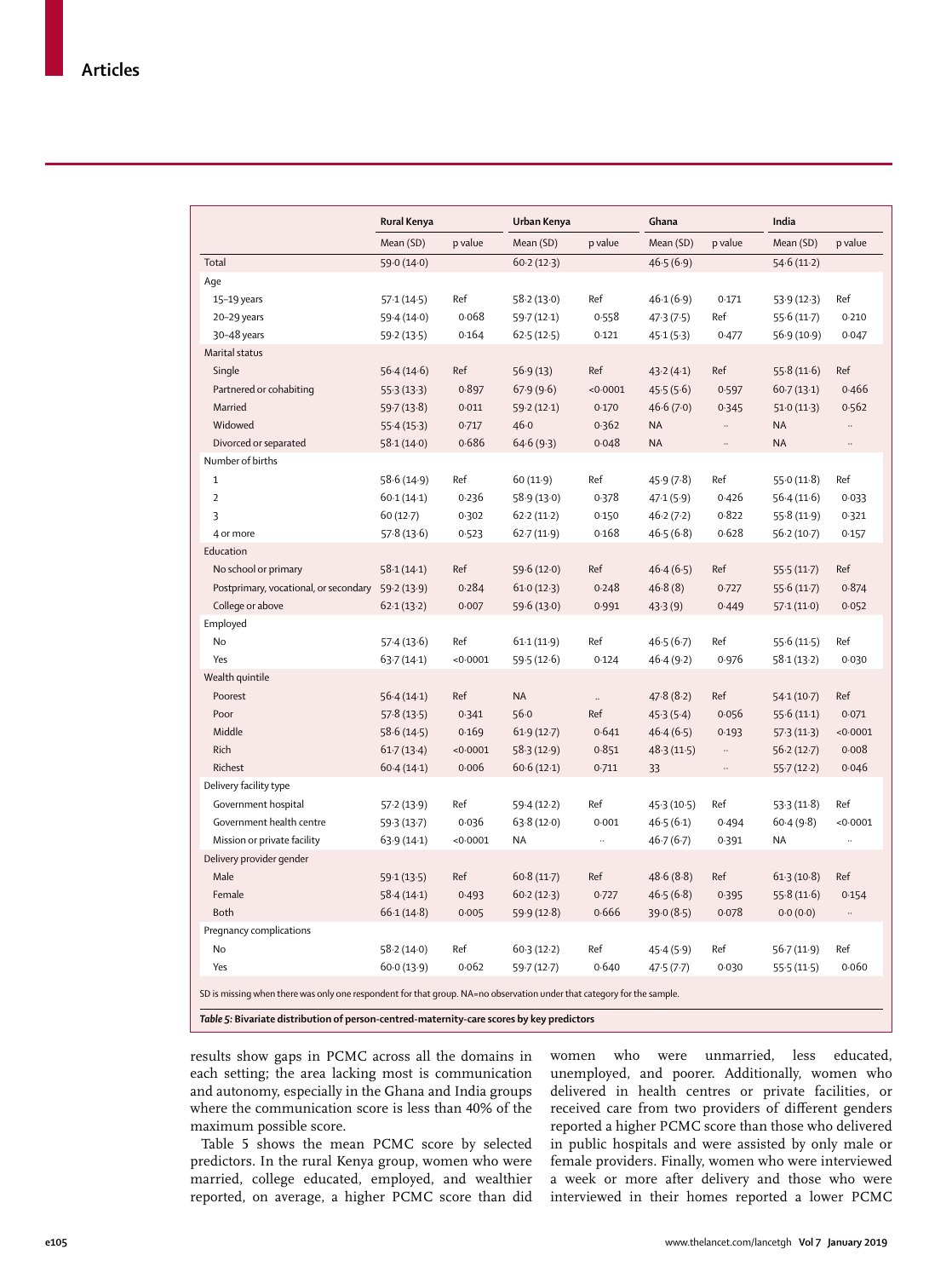| | Rural Kenya | | Urban Kenya | | Ghana | | India | |
|---|---|---|---|---|---|---|---|---|
| | Mean (SD) | p value | Mean (SD) | p value | Mean (SD) | p value | Mean (SD) | p value |
| Total | 59·0 (14·0) | | 60·2 (12·3) | | 46·5 (6·9) | | 54·6 (11·2) | |
| Age | | | | | | | | |
| 15–19 years | 57·1 (14·5) | Ref | 58·2 (13·0) | Ref | 46·1 (6·9) | 0·171 | 53·9 (12·3) | Ref |
| 20–29 years | 59·4 (14·0) | 0·068 | 59·7 (12·1) | 0·558 | 47·3 (7·5) | Ref | 55·6 (11·7) | 0·210 |
| 30–48 years | 59·2 (13·5) | 0·164 | 62·5 (12·5) | 0·121 | 45·1 (5·3) | 0·477 | 56·9 (10·9) | 0·047 |
| Marital status | | | | | | | | |
| Single | 56·4 (14·6) | Ref | 56·9 (13) | Ref | 43·2 (4·1) | Ref | 55·8 (11·6) | Ref |
| Partnered or cohabiting | 55·3 (13·3) | 0·897 | 67·9 (9·6) | <0·0001 | 45·5 (5·6) | 0·597 | 60·7 (13·1) | 0·466 |
| Married | 59·7 (13·8) | 0·011 | 59·2 (12·1) | 0·170 | 46·6 (7·0) | 0·345 | 51·0 (11·3) | 0·562 |
| Widowed | 55·4 (15·3) | 0·717 | 46·0 | 0·362 | NA | .. | NA | .. |
| Divorced or separated | 58·1 (14·0) | 0·686 | 64·6 (9·3) | 0·048 | NA | .. | NA | .. |
| Number of births | | | | | | | | |
| 1 | 58·6 (14·9) | Ref | 60 (11·9) | Ref | 45·9 (7·8) | Ref | 55·0 (11·8) | Ref |
| 2 | 60·1 (14·1) | 0·236 | 58·9 (13·0) | 0·378 | 47·1 (5·9) | 0·426 | 56·4 (11·6) | 0·033 |
| 3 | 60 (12·7) | 0·302 | 62·2 (11·2) | 0·150 | 46·2 (7·2) | 0·822 | 55·8 (11·9) | 0·321 |
| 4 or more | 57·8 (13·6) | 0·523 | 62·7 (11·9) | 0·168 | 46·5 (6·8) | 0·628 | 56·2 (10·7) | 0·157 |
| Education | | | | | | | | |
| No school or primary | 58·1 (14·1) | Ref | 59·6 (12·0) | Ref | 46·4 (6·5) | Ref | 55·5 (11·7) | Ref |
| Postprimary, vocational, or secondary | 59·2 (13·9) | 0·284 | 61·0 (12·3) | 0·248 | 46·8 (8) | 0·727 | 55·6 (11·7) | 0·874 |
| College or above | 62·1 (13·2) | 0·007 | 59·6 (13·0) | 0·991 | 43·3 (9) | 0·449 | 57·1 (11·0) | 0·052 |
| Employed | | | | | | | | |
| No | 57·4 (13·6) | Ref | 61·1 (11·9) | Ref | 46·5 (6·7) | Ref | 55·6 (11·5) | Ref |
| Yes | 63·7 (14·1) | <0·0001 | 59·5 (12·6) | 0·124 | 46·4 (9·2) | 0·976 | 58·1 (13·2) | 0·030 |
| Wealth quintile | | | | | | | | |
| Poorest | 56·4 (14·1) | Ref | NA | .. | 47·8 (8·2) | Ref | 54·1 (10·7) | Ref |
| Poor | 57·8 (13·5) | 0·341 | 56·0 | Ref | 45·3 (5·4) | 0·056 | 55·6 (11·1) | 0·071 |
| Middle | 58·6 (14·5) | 0·169 | 61·9 (12·7) | 0·641 | 46·4 (6·5) | 0·193 | 57·3 (11·3) | <0·0001 |
| Rich | 61·7 (13·4) | <0·0001 | 58·3 (12·9) | 0·851 | 48·3 (11·5) | .. | 56·2 (12·7) | 0·008 |
| Richest | 60·4 (14·1) | 0·006 | 60·6 (12·1) | 0·711 | 33 | .. | 55·7 (12·2) | 0·046 |
| Delivery facility type | | | | | | | | |
| Government hospital | 57·2 (13·9) | Ref | 59·4 (12·2) | Ref | 45·3 (10·5) | Ref | 53·3 (11·8) | Ref |
| Government health centre | 59·3 (13·7) | 0·036 | 63·8 (12·0) | 0·001 | 46·5 (6·1) | 0·494 | 60·4 (9·8) | <0·0001 |
| Mission or private facility | 63·9 (14·1) | <0·0001 | NA | .. | 46·7 (6·7) | 0·391 | NA | .. |
| Delivery provider gender | | | | | | | | |
| Male | 59·1 (13·5) | Ref | 60·8 (11·7) | Ref | 48·6 (8·8) | Ref | 61·3 (10·8) | Ref |
| Female | 58·4 (14·1) | 0·493 | 60·2 (12·3) | 0·727 | 46·5 (6·8) | 0·395 | 55·8 (11·6) | 0·154 |
| Both | 66·1 (14·8) | 0·005 | 59·9 (12·8) | 0·666 | 39·0 (8·5) | 0·078 | 0·0 (0·0) | .. |
| Pregnancy complications | | | | | | | | |
| No | 58·2 (14·0) | Ref | 60·3 (12·2) | Ref | 45·4 (5·9) | Ref | 56·7 (11·9) | Ref |
| Yes | 60·0 (13·9) | 0·062 | 59·7 (12·7) | 0·640 | 47·5 (7·7) | 0·030 | 55·5 (11·5) | 0·060 |

SD is missing when there was only one respondent for that group. NA=no observation under that category for the sample.

*Table 5:* **Bivariate distribution of person-centred-maternity-care scores by key predictors**

results show gaps in PCMC across all the domains in each setting; the area lacking most is communication and autonomy, especially in the Ghana and India groups where the communication score is less than 40% of the maximum possible score.

Table 5 shows the mean PCMC score by selected predictors. In the rural Kenya group, women who were married, college educated, employed, and wealthier reported, on average, a higher PCMC score than did women who were unmarried, less educated, unemployed, and poorer. Additionally, women who delivered in health centres or private facilities, or received care from two providers of different genders reported a higher PCMC score than those who delivered in public hospitals and were assisted by only male or female providers. Finally, women who were interviewed a week or more after delivery and those who were interviewed in their homes reported a lower PCMC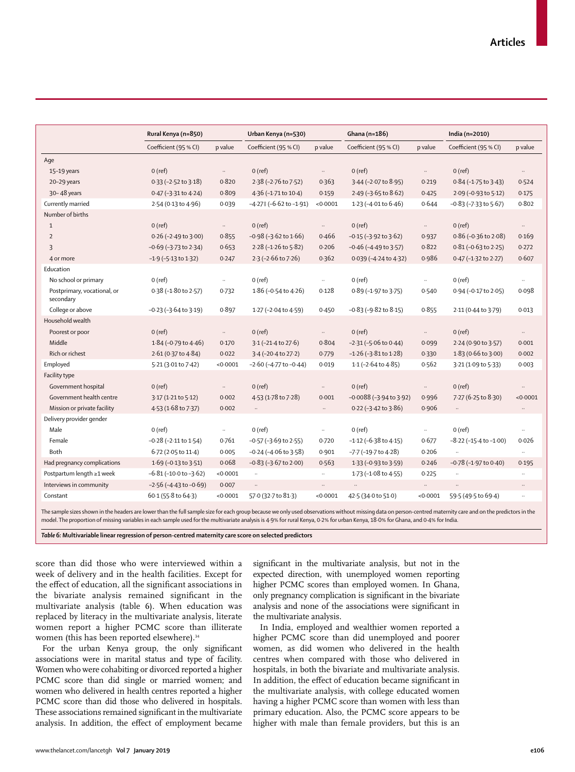| | Rural Kenya (n=850) | | Urban Kenya (n=530) | | Ghana (n=186) | | India (n=2010) | |
|---|---|---|---|---|---|---|---|---|
| | Coefficient (95 % CI) | p value | Coefficient (95 % CI) | p value | Coefficient (95 % CI) | p value | Coefficient (95 % CI) | p value |
| Age | | | | | | | | |
| 15–19 years | 0 (ref) | .. | 0 (ref) | .. | 0 (ref) | .. | 0 (ref) | .. |
| 20–29 years | 0·33 (–2·52 to 3·18) | 0·820 | 2·38 (–2·76 to 7·52) | 0·363 | 3·44 (–2·07 to 8·95) | 0·219 | 0·84 (–1·75 to 3·43) | 0·524 |
| 30– 48 years | 0·47 (–3·31 to 4·24) | 0·809 | 4·36 (–1·71 to 10·4) | 0·159 | 2·49 (–3·65 to 8·62) | 0·425 | 2·09 (–0·93 to 5·12) | 0·175 |
| Currently married | 2·54 (0·13 to 4·96) | 0·039 | –4·27‡ (–6·62 to –1·91) | <0·0001 | 1·23 (–4·01 to 6·46) | 0·644 | –0·83 (–7·33 to 5·67) | 0·802 |
| Number of births | | | | | | | | |
| 1 | 0 (ref) | .. | 0 (ref) | .. | 0 (ref) | .. | 0 (ref) | .. |
| 2 | 0·26 (–2·49 to 3·00) | 0·855 | –0·98 (–3·62 to 1·66) | 0·466 | –0·15 (–3·92 to 3·62) | 0·937 | 0·86 (–0·36 to 2·08) | 0·169 |
| 3 | –0·69 (–3·73 to 2·34) | 0·653 | 2·28 (–1·26 to 5·82) | 0·206 | –0·46 (–4·49 to 3·57) | 0·822 | 0·81 (–0·63 to 2·25) | 0·272 |
| 4 or more | –1·9 (–5·13 to 1·32) | 0·247 | 2·3 (–2·66 to 7·26) | 0·362 | 0·039 (–4·24 to 4·32) | 0·986 | 0·47 (–1·32 to 2·27) | 0·607 |
| Education | | | | | | | | |
| No school or primary | 0 (ref) | .. | 0 (ref) | .. | 0 (ref) | .. | 0 (ref) | .. |
| Postprimary, vocational, or secondary | 0·38 (–1·80 to 2·57) | 0·732 | 1·86 (–0·54 to 4·26) | 0·128 | 0·89 (–1·97 to 3·75) | 0·540 | 0·94 (–0·17 to 2·05) | 0·098 |
| College or above | –0·23 (–3·64 to 3·19) | 0·897 | 1·27 (–2·04 to 4·59) | 0·450 | –0·83 (–9·82 to 8·15) | 0·855 | 2·11 (0·44 to 3·79) | 0·013 |
| Household wealth | | | | | | | | |
| Poorest or poor | 0 (ref) | .. | 0 (ref) | .. | 0 (ref) | .. | 0 (ref) | .. |
| Middle | 1·84 (–0·79 to 4·46) | 0·170 | 3·1 (–21·4 to 27·6) | 0·804 | –2·31 (–5·06 to 0·44) | 0·099 | 2·24 (0·90 to 3·57) | 0·001 |
| Rich or richest | 2·61 (0·37 to 4·84) | 0·022 | 3·4 (–20·4 to 27·2) | 0·779 | –1·26 (–3·81 to 1·28) | 0·330 | 1·83 (0·66 to 3·00) | 0·002 |
| Employed | 5·21 (3·01 to 7·42) | <0·0001 | –2·60 (–4·77 to –0·44) | 0·019 | 1·1 (–2·64 to 4·85) | 0·562 | 3·21 (1·09 to 5·33) | 0·003 |
| Facility type | | | | | | | | |
| Government hospital | 0 (ref) | .. | 0 (ref) | .. | 0 (ref) | .. | 0 (ref) | .. |
| Government health centre | 3·17 (1·21 to 5·12) | 0·002 | 4·53 (1·78 to 7·28) | 0·001 | –0·0088 (–3·94 to 3·92) | 0·996 | 7·27 (6·25 to 8·30) | <0·0001 |
| Mission or private facility | 4·53 (1·68 to 7·37) | 0·002 | .. | .. | 0·22 (–3·42 to 3·86) | 0·906 | .. | .. |
| Delivery provider gender | | | | | | | | |
| Male | 0 (ref) | .. | 0 (ref) | .. | 0 (ref) | .. | 0 (ref) | .. |
| Female | –0·28 (–2·11 to 1·54) | 0·761 | –0·57 (–3·69 to 2·55) | 0·720 | –1·12 (–6·38 to 4·15) | 0·677 | –8·22 (–15·4 to –1·00) | 0·026 |
| Both | 6·72 (2·05 to 11·4) | 0·005 | –0·24 (–4·06 to 3·58) | 0·901 | –7·7 (–19·7 to 4·28) | 0·206 | .. | .. |
| Had pregnancy complications | 1·69 (–0·13 to 3·51) | 0·068 | –0·83 (–3·67 to 2·00) | 0·563 | 1·33 (–0·93 to 3·59) | 0·246 | –0·78 (–1·97 to 0·40) | 0·195 |
| Postpartum length ≥1 week | –6·81 (–10·0 to –3·62) | <0·0001 | .. | .. | 1·73 (–1·08 to 4·55) | 0·225 | .. | .. |
| Interviews in community | –2·56 (–4·43 to –0·69) | 0·007 | .. | .. | .. | .. | .. | .. |
| Constant | 60·1 (55·8 to 64·3) | <0·0001 | 57·0 (32·7 to 81·3) | <0·0001 | 42·5 (34·0 to 51·0) | <0·0001 | 59·5 (49·5 to 69·4) | .. |

The sample sizes shown in the headers are lower than the full sample size for each group because we only used observations without missing data on person-centred maternity care and on the predictors in the model. The proportion of missing variables in each sample used for the multivariate analysis is 4·9% for rural Kenya, 0·2% for urban Kenya, 18·0% for Ghana, and 0·4% for India.

*Table 6:* **Multivariable linear regression of person-centred maternity care score on selected predictors**

score than did those who were interviewed within a week of delivery and in the health facilities. Except for the effect of education, all the significant associations in the bivariate analysis remained significant in the multivariate analysis (table 6). When education was replaced by literacy in the multivariate analysis, literate women report a higher PCMC score than illiterate women (this has been reported elsewhere).[34]

For the urban Kenya group, the only significant associations were in marital status and type of facility. Women who were cohabiting or divorced reported a higher PCMC score than did single or married women; and women who delivered in health centres reported a higher PCMC score than did those who delivered in hospitals. These associations remained significant in the multivariate analysis. In addition, the effect of employment became significant in the multivariate analysis, but not in the expected direction, with unemployed women reporting higher PCMC scores than employed women. In Ghana, only pregnancy complication is significant in the bivariate analysis and none of the associations were significant in the multivariate analysis.

In India, employed and wealthier women reported a higher PCMC score than did unemployed and poorer women, as did women who delivered in the health centres when compared with those who delivered in hospitals, in both the bivariate and multivariate analysis. In addition, the effect of education became significant in the multivariate analysis, with college educated women having a higher PCMC score than women with less than primary education. Also, the PCMC score appears to be higher with male than female providers, but this is an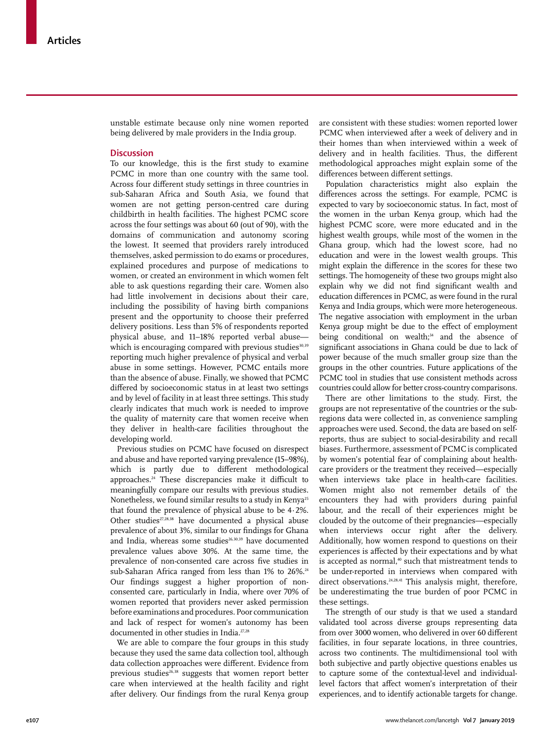unstable estimate because only nine women reported being delivered by male providers in the India group.

## Discussion

To our knowledge, this is the first study to examine PCMC in more than one country with the same tool. Across four different study settings in three countries in sub-Saharan Africa and South Asia, we found that women are not getting person-centred care during childbirth in health facilities. The highest PCMC score across the four settings was about 60 (out of 90), with the domains of communication and autonomy scoring the lowest. It seemed that providers rarely introduced themselves, asked permission to do exams or procedures, explained procedures and purpose of medications to women, or created an environment in which women felt able to ask questions regarding their care. Women also had little involvement in decisions about their care, including the possibility of having birth companions present and the opportunity to choose their preferred delivery positions. Less than 5% of respondents reported physical abuse, and 11–18% reported verbal abuse—which is encouraging compared with previous studies[30,39] reporting much higher prevalence of physical and verbal abuse in some settings. However, PCMC entails more than the absence of abuse. Finally, we showed that PCMC differed by socioeconomic status in at least two settings and by level of facility in at least three settings. This study clearly indicates that much work is needed to improve the quality of maternity care that women receive when they deliver in health-care facilities throughout the developing world.

Previous studies on PCMC have focused on disrespect and abuse and have reported varying prevalence (15–98%), which is partly due to different methodological approaches.[24] These discrepancies make it difficult to meaningfully compare our results with previous studies. Nonetheless, we found similar results to a study in Kenya[25] that found the prevalence of physical abuse to be 4·2%. Other studies[27,28,38] have documented a physical abuse prevalence of about 3%, similar to our findings for Ghana and India, whereas some studies[26,30,39] have documented prevalence values above 30%. At the same time, the prevalence of non-consented care across five studies in sub-Saharan Africa ranged from less than 1% to 26%.[24] Our findings suggest a higher proportion of non-consented care, particularly in India, where over 70% of women reported that providers never asked permission before examinations and procedures. Poor communication and lack of respect for women's autonomy has been documented in other studies in India.[27,28]

We are able to compare the four groups in this study because they used the same data collection tool, although data collection approaches were different. Evidence from previous studies[26,38] suggests that women report better care when interviewed at the health facility and right after delivery. Our findings from the rural Kenya group are consistent with these studies: women reported lower PCMC when interviewed after a week of delivery and in their homes than when interviewed within a week of delivery and in health facilities. Thus, the different methodological approaches might explain some of the differences between different settings.

Population characteristics might also explain the differences across the settings. For example, PCMC is expected to vary by socioeconomic status. In fact, most of the women in the urban Kenya group, which had the highest PCMC score, were more educated and in the highest wealth groups, while most of the women in the Ghana group, which had the lowest score, had no education and were in the lowest wealth groups. This might explain the difference in the scores for these two settings. The homogeneity of these two groups might also explain why we did not find significant wealth and education differences in PCMC, as were found in the rural Kenya and India groups, which were more heterogeneous. The negative association with employment in the urban Kenya group might be due to the effect of employment being conditional on wealth;[34] and the absence of significant associations in Ghana could be due to lack of power because of the much smaller group size than the groups in the other countries. Future applications of the PCMC tool in studies that use consistent methods across countries could allow for better cross-country comparisons.

There are other limitations to the study. First, the groups are not representative of the countries or the sub-regions data were collected in, as convenience sampling approaches were used. Second, the data are based on self-reports, thus are subject to social-desirability and recall biases. Furthermore, assessment of PCMC is complicated by women's potential fear of complaining about health-care providers or the treatment they received—especially when interviews take place in health-care facilities. Women might also not remember details of the encounters they had with providers during painful labour, and the recall of their experiences might be clouded by the outcome of their pregnancies—especially when interviews occur right after the delivery. Additionally, how women respond to questions on their experiences is affected by their expectations and by what is accepted as normal,[40] such that mistreatment tends to be under-reported in interviews when compared with direct observations.[24,28,41] This analysis might, therefore, be underestimating the true burden of poor PCMC in these settings.

The strength of our study is that we used a standard validated tool across diverse groups representing data from over 3000 women, who delivered in over 60 different facilities, in four separate locations, in three countries, across two continents. The multidimensional tool with both subjective and partly objective questions enables us to capture some of the contextual-level and individual-level factors that affect women's interpretation of their experiences, and to identify actionable targets for change.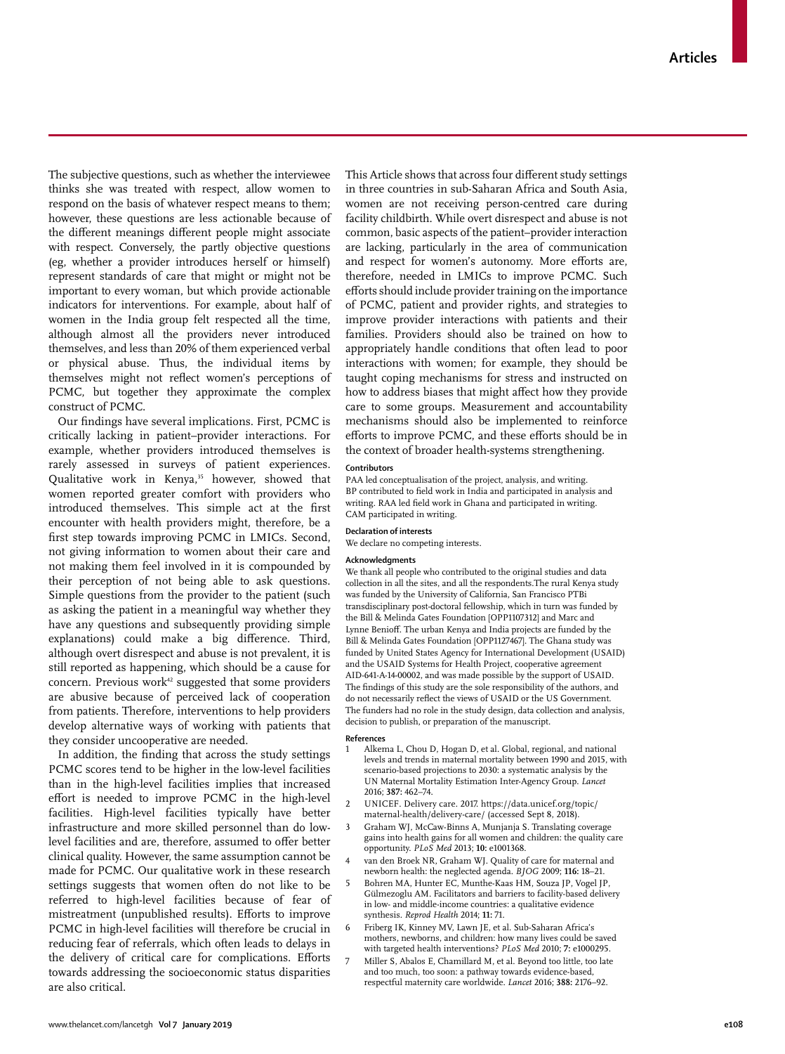The subjective questions, such as whether the interviewee thinks she was treated with respect, allow women to respond on the basis of whatever respect means to them; however, these questions are less actionable because of the different meanings different people might associate with respect. Conversely, the partly objective questions (eg, whether a provider introduces herself or himself) represent standards of care that might or might not be important to every woman, but which provide actionable indicators for interventions. For example, about half of women in the India group felt respected all the time, although almost all the providers never introduced themselves, and less than 20% of them experienced verbal or physical abuse. Thus, the individual items by themselves might not reflect women's perceptions of PCMC, but together they approximate the complex construct of PCMC.

Our findings have several implications. First, PCMC is critically lacking in patient–provider interactions. For example, whether providers introduced themselves is rarely assessed in surveys of patient experiences. Qualitative work in Kenya,[35] however, showed that women reported greater comfort with providers who introduced themselves. This simple act at the first encounter with health providers might, therefore, be a first step towards improving PCMC in LMICs. Second, not giving information to women about their care and not making them feel involved in it is compounded by their perception of not being able to ask questions. Simple questions from the provider to the patient (such as asking the patient in a meaningful way whether they have any questions and subsequently providing simple explanations) could make a big difference. Third, although overt disrespect and abuse is not prevalent, it is still reported as happening, which should be a cause for concern. Previous work[42] suggested that some providers are abusive because of perceived lack of cooperation from patients. Therefore, interventions to help providers develop alternative ways of working with patients that they consider uncooperative are needed.

In addition, the finding that across the study settings PCMC scores tend to be higher in the low-level facilities than in the high-level facilities implies that increased effort is needed to improve PCMC in the high-level facilities. High-level facilities typically have better infrastructure and more skilled personnel than do low-level facilities and are, therefore, assumed to offer better clinical quality. However, the same assumption cannot be made for PCMC. Our qualitative work in these research settings suggests that women often do not like to be referred to high-level facilities because of fear of mistreatment (unpublished results). Efforts to improve PCMC in high-level facilities will therefore be crucial in reducing fear of referrals, which often leads to delays in the delivery of critical care for complications. Efforts towards addressing the socioeconomic status disparities are also critical.

This Article shows that across four different study settings in three countries in sub-Saharan Africa and South Asia, women are not receiving person-centred care during facility childbirth. While overt disrespect and abuse is not common, basic aspects of the patient–provider interaction are lacking, particularly in the area of communication and respect for women's autonomy. More efforts are, therefore, needed in LMICs to improve PCMC. Such efforts should include provider training on the importance of PCMC, patient and provider rights, and strategies to improve provider interactions with patients and their families. Providers should also be trained on how to appropriately handle conditions that often lead to poor interactions with women; for example, they should be taught coping mechanisms for stress and instructed on how to address biases that might affect how they provide care to some groups. Measurement and accountability mechanisms should also be implemented to reinforce efforts to improve PCMC, and these efforts should be in the context of broader health-systems strengthening.

#### Contributors

PAA led conceptualisation of the project, analysis, and writing. BP contributed to field work in India and participated in analysis and writing. RAA led field work in Ghana and participated in writing. CAM participated in writing.

#### Declaration of interests

We declare no competing interests.

#### Acknowledgments

We thank all people who contributed to the original studies and data collection in all the sites, and all the respondents.The rural Kenya study was funded by the University of California, San Francisco PTBi transdisciplinary post-doctoral fellowship, which in turn was funded by the Bill & Melinda Gates Foundation [OPP1107312] and Marc and Lynne Benioff. The urban Kenya and India projects are funded by the Bill & Melinda Gates Foundation [OPP1127467]. The Ghana study was funded by United States Agency for International Development (USAID) and the USAID Systems for Health Project, cooperative agreement AID-641-A-14-00002, and was made possible by the support of USAID. The findings of this study are the sole responsibility of the authors, and do not necessarily reflect the views of USAID or the US Government. The funders had no role in the study design, data collection and analysis, decision to publish, or preparation of the manuscript.

#### References

1. Alkema L, Chou D, Hogan D, et al. Global, regional, and national levels and trends in maternal mortality between 1990 and 2015, with scenario-based projections to 2030: a systematic analysis by the UN Maternal Mortality Estimation Inter-Agency Group. *Lancet* 2016; **387:** 462–74.
2. UNICEF. Delivery care. 2017. https://data.unicef.org/topic/maternal-health/delivery-care/ (accessed Sept 8, 2018).
3. Graham WJ, McCaw-Binns A, Munjanja S. Translating coverage gains into health gains for all women and children: the quality care opportunity. *PLoS Med* 2013; **10:** e1001368.
4. van den Broek NR, Graham WJ. Quality of care for maternal and newborn health: the neglected agenda. *BJOG* 2009; **116:** 18–21.
5. Bohren MA, Hunter EC, Munthe-Kaas HM, Souza JP, Vogel JP, Gülmezoglu AM. Facilitators and barriers to facility-based delivery in low- and middle-income countries: a qualitative evidence synthesis. *Reprod Health* 2014; **11:** 71.
6. Friberg IK, Kinney MV, Lawn JE, et al. Sub-Saharan Africa's mothers, newborns, and children: how many lives could be saved with targeted health interventions? *PLoS Med* 2010; **7:** e1000295.
7. Miller S, Abalos E, Chamillard M, et al. Beyond too little, too late and too much, too soon: a pathway towards evidence-based, respectful maternity care worldwide. *Lancet* 2016; **388:** 2176–92.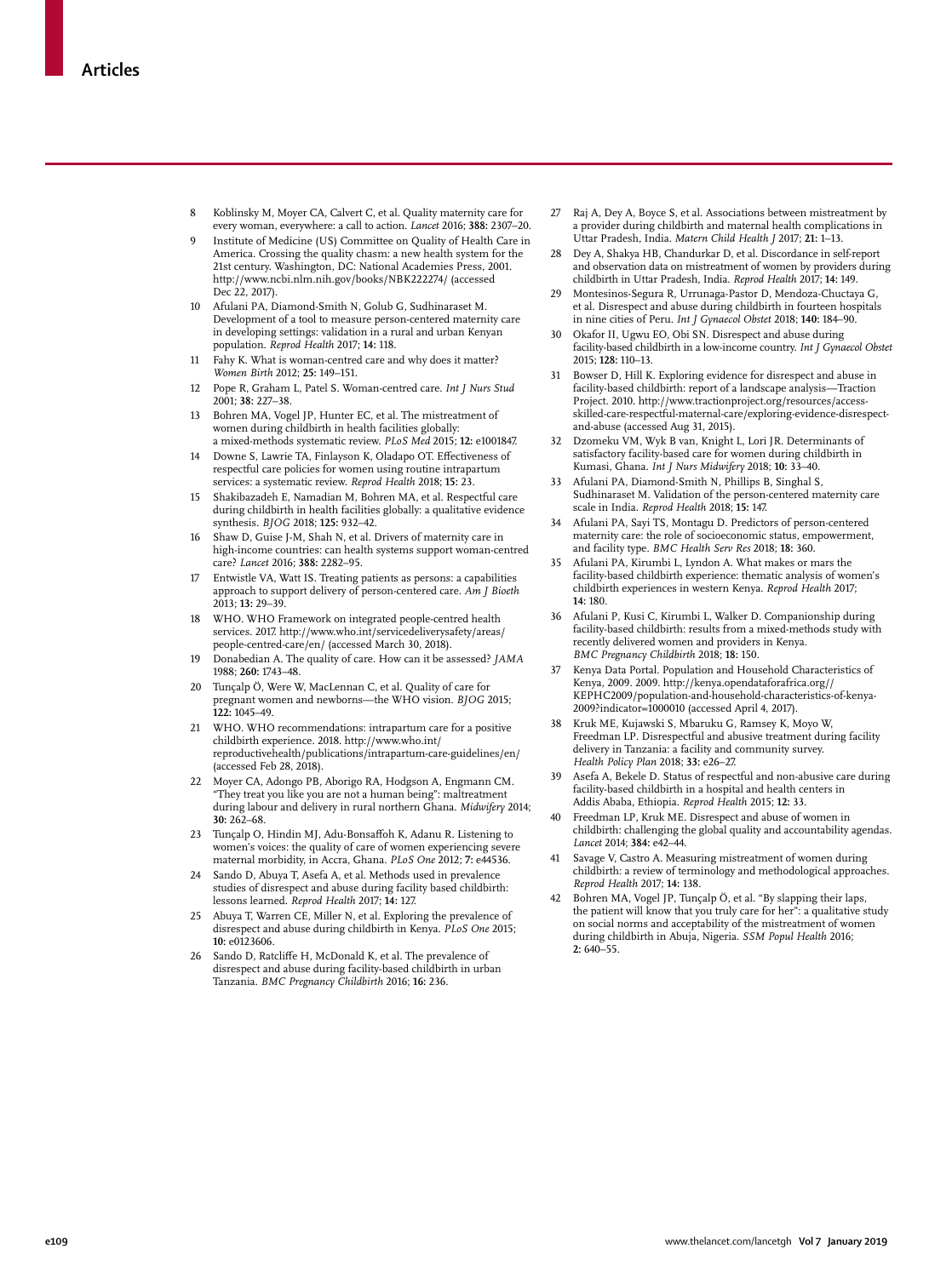8 Koblinsky M, Moyer CA, Calvert C, et al. Quality maternity care for every woman, everywhere: a call to action. *Lancet* 2016; **388:** 2307–20.

9 Institute of Medicine (US) Committee on Quality of Health Care in America. Crossing the quality chasm: a new health system for the 21st century. Washington, DC: National Academies Press, 2001. http://www.ncbi.nlm.nih.gov/books/NBK222274/ (accessed Dec 22, 2017).

10 Afulani PA, Diamond-Smith N, Golub G, Sudhinaraset M. Development of a tool to measure person-centered maternity care in developing settings: validation in a rural and urban Kenyan population. *Reprod Health* 2017; **14:** 118.

11 Fahy K. What is woman-centred care and why does it matter? *Women Birth* 2012; **25:** 149–151.

12 Pope R, Graham L, Patel S. Woman-centred care. *Int J Nurs Stud* 2001; **38:** 227–38.

13 Bohren MA, Vogel JP, Hunter EC, et al. The mistreatment of women during childbirth in health facilities globally: a mixed-methods systematic review. *PLoS Med* 2015; **12:** e1001847.

14 Downe S, Lawrie TA, Finlayson K, Oladapo OT. Effectiveness of respectful care policies for women using routine intrapartum services: a systematic review. *Reprod Health* 2018; **15:** 23.

15 Shakibazadeh E, Namadian M, Bohren MA, et al. Respectful care during childbirth in health facilities globally: a qualitative evidence synthesis. *BJOG* 2018; **125:** 932–42.

16 Shaw D, Guise J-M, Shah N, et al. Drivers of maternity care in high-income countries: can health systems support woman-centred care? *Lancet* 2016; **388:** 2282–95.

17 Entwistle VA, Watt IS. Treating patients as persons: a capabilities approach to support delivery of person-centered care. *Am J Bioeth* 2013; **13:** 29–39.

18 WHO. WHO Framework on integrated people-centred health services. 2017. http://www.who.int/servicedeliverysafety/areas/people-centred-care/en/ (accessed March 30, 2018).

19 Donabedian A. The quality of care. How can it be assessed? *JAMA* 1988; **260:** 1743–48.

20 Tunçalp Ö, Were W, MacLennan C, et al. Quality of care for pregnant women and newborns—the WHO vision. *BJOG* 2015; **122:** 1045–49.

21 WHO. WHO recommendations: intrapartum care for a positive childbirth experience. 2018. http://www.who.int/reproductivehealth/publications/intrapartum-care-guidelines/en/ (accessed Feb 28, 2018).

22 Moyer CA, Adongo PB, Aborigo RA, Hodgson A, Engmann CM. "They treat you like you are not a human being": maltreatment during labour and delivery in rural northern Ghana. *Midwifery* 2014; **30:** 262–68.

23 Tunçalp O, Hindin MJ, Adu-Bonsaffoh K, Adanu R. Listening to women's voices: the quality of care of women experiencing severe maternal morbidity, in Accra, Ghana. *PLoS One* 2012; **7:** e44536.

24 Sando D, Abuya T, Asefa A, et al. Methods used in prevalence studies of disrespect and abuse during facility based childbirth: lessons learned. *Reprod Health* 2017; **14:** 127.

25 Abuya T, Warren CE, Miller N, et al. Exploring the prevalence of disrespect and abuse during childbirth in Kenya. *PLoS One* 2015; **10:** e0123606.

26 Sando D, Ratcliffe H, McDonald K, et al. The prevalence of disrespect and abuse during facility-based childbirth in urban Tanzania. *BMC Pregnancy Childbirth* 2016; **16:** 236.

27 Raj A, Dey A, Boyce S, et al. Associations between mistreatment by a provider during childbirth and maternal health complications in Uttar Pradesh, India. *Matern Child Health J* 2017; **21:** 1–13.

28 Dey A, Shakya HB, Chandurkar D, et al. Discordance in self-report and observation data on mistreatment of women by providers during childbirth in Uttar Pradesh, India. *Reprod Health* 2017; **14:** 149.

29 Montesinos-Segura R, Urrunaga-Pastor D, Mendoza-Chuctaya G, et al. Disrespect and abuse during childbirth in fourteen hospitals in nine cities of Peru. *Int J Gynaecol Obstet* 2018; **140:** 184–90.

30 Okafor II, Ugwu EO, Obi SN. Disrespect and abuse during facility-based childbirth in a low-income country. *Int J Gynaecol Obstet* 2015; **128:** 110–13.

31 Bowser D, Hill K. Exploring evidence for disrespect and abuse in facility-based childbirth: report of a landscape analysis—Traction Project. 2010. http://www.tractionproject.org/resources/access-skilled-care-respectful-maternal-care/exploring-evidence-disrespect-and-abuse (accessed Aug 31, 2015).

32 Dzomeku VM, Wyk B van, Knight L, Lori JR. Determinants of satisfactory facility-based care for women during childbirth in Kumasi, Ghana. *Int J Nurs Midwifery* 2018; **10:** 33–40.

33 Afulani PA, Diamond-Smith N, Phillips B, Singhal S, Sudhinaraset M. Validation of the person-centered maternity care scale in India. *Reprod Health* 2018; **15:** 147.

34 Afulani PA, Sayi TS, Montagu D. Predictors of person-centered maternity care: the role of socioeconomic status, empowerment, and facility type. *BMC Health Serv Res* 2018; **18:** 360.

35 Afulani PA, Kirumbi L, Lyndon A. What makes or mars the facility-based childbirth experience: thematic analysis of women's childbirth experiences in western Kenya. *Reprod Health* 2017; **14:** 180.

36 Afulani P, Kusi C, Kirumbi L, Walker D. Companionship during facility-based childbirth: results from a mixed-methods study with recently delivered women and providers in Kenya. *BMC Pregnancy Childbirth* 2018; **18:** 150.

37 Kenya Data Portal. Population and Household Characteristics of Kenya, 2009. 2009. http://kenya.opendataforafrica.org//KEPHC2009/population-and-household-characteristics-of-kenya-2009?indicator=1000010 (accessed April 4, 2017).

38 Kruk ME, Kujawski S, Mbaruku G, Ramsey K, Moyo W, Freedman LP. Disrespectful and abusive treatment during facility delivery in Tanzania: a facility and community survey. *Health Policy Plan* 2018; **33:** e26–27.

39 Asefa A, Bekele D. Status of respectful and non-abusive care during facility-based childbirth in a hospital and health centers in Addis Ababa, Ethiopia. *Reprod Health* 2015; **12:** 33.

40 Freedman LP, Kruk ME. Disrespect and abuse of women in childbirth: challenging the global quality and accountability agendas. *Lancet* 2014; **384:** e42–44.

41 Savage V, Castro A. Measuring mistreatment of women during childbirth: a review of terminology and methodological approaches. *Reprod Health* 2017; **14:** 138.

42 Bohren MA, Vogel JP, Tunçalp Ö, et al. "By slapping their laps, the patient will know that you truly care for her": a qualitative study on social norms and acceptability of the mistreatment of women during childbirth in Abuja, Nigeria. *SSM Popul Health* 2016; **2:** 640–55.